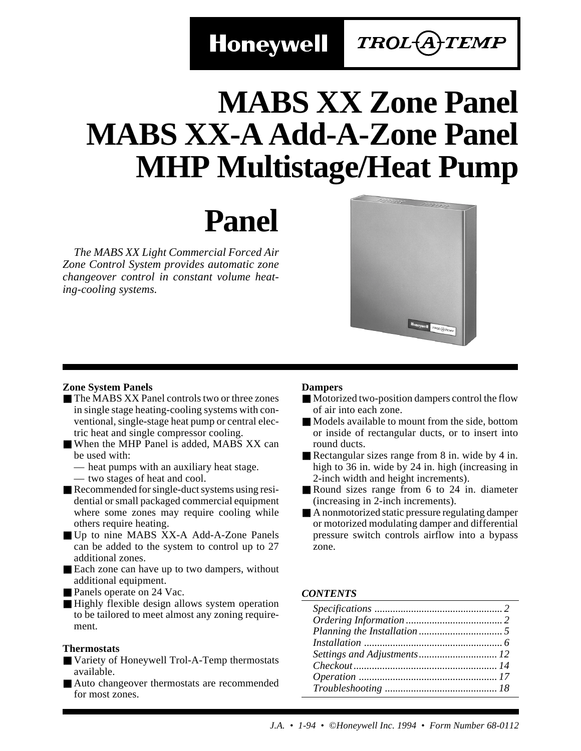Honeywell TROL-A-TEMP

# MABS XX Zone Panel MABS XX-A Add-A-Zone Panel MHP Multistage/Heat Pump Panel

*The MABS XX Light Commercial Forced Air Zone Control System provides automatic zone changeover control in constant volume heating-cooling systems.*

**Zone System Panels**

- The MABS XX Panel controls two or three zones in single stage heating-cooling systems with conventional, single-stage heat pump or central electric heat and single compressor cooling.
- When the MHP Panel is added, MABS XX can be used with:
  — heat pumps with an auxiliary heat stage.
  — two stages of heat and cool.
- Recommended for single-duct systems using residential or small packaged commercial equipment where some zones may require cooling while others require heating.
- Up to nine MABS XX-A Add-A-Zone Panels can be added to the system to control up to 27 additional zones.
- Each zone can have up to two dampers, without additional equipment.
- Panels operate on 24 Vac.
- Highly flexible design allows system operation to be tailored to meet almost any zoning requirement.

**Thermostats**

- Variety of Honeywell Trol-A-Temp thermostats available.
- Auto changeover thermostats are recommended for most zones.

**Dampers**

- Motorized two-position dampers control the flow of air into each zone.
- Models available to mount from the side, bottom or inside of rectangular ducts, or to insert into round ducts.
- Rectangular sizes range from 8 in. wide by 4 in. high to 36 in. wide by 24 in. high (increasing in 2-inch width and height increments).
- Round sizes range from 6 to 24 in. diameter (increasing in 2-inch increments).
- A nonmotorized static pressure regulating damper or motorized modulating damper and differential pressure switch controls airflow into a bypass zone.

***CONTENTS***

| | |
|---|---|
| *Specifications* | *2* |
| *Ordering Information* | *2* |
| *Planning the Installation* | *5* |
| *Installation* | *6* |
| *Settings and Adjustments* | *12* |
| *Checkout* | *14* |
| *Operation* | *17* |
| *Troubleshooting* | *18* |

*J.A. • 1-94 • ©Honeywell Inc. 1994 • Form Number 68-0112*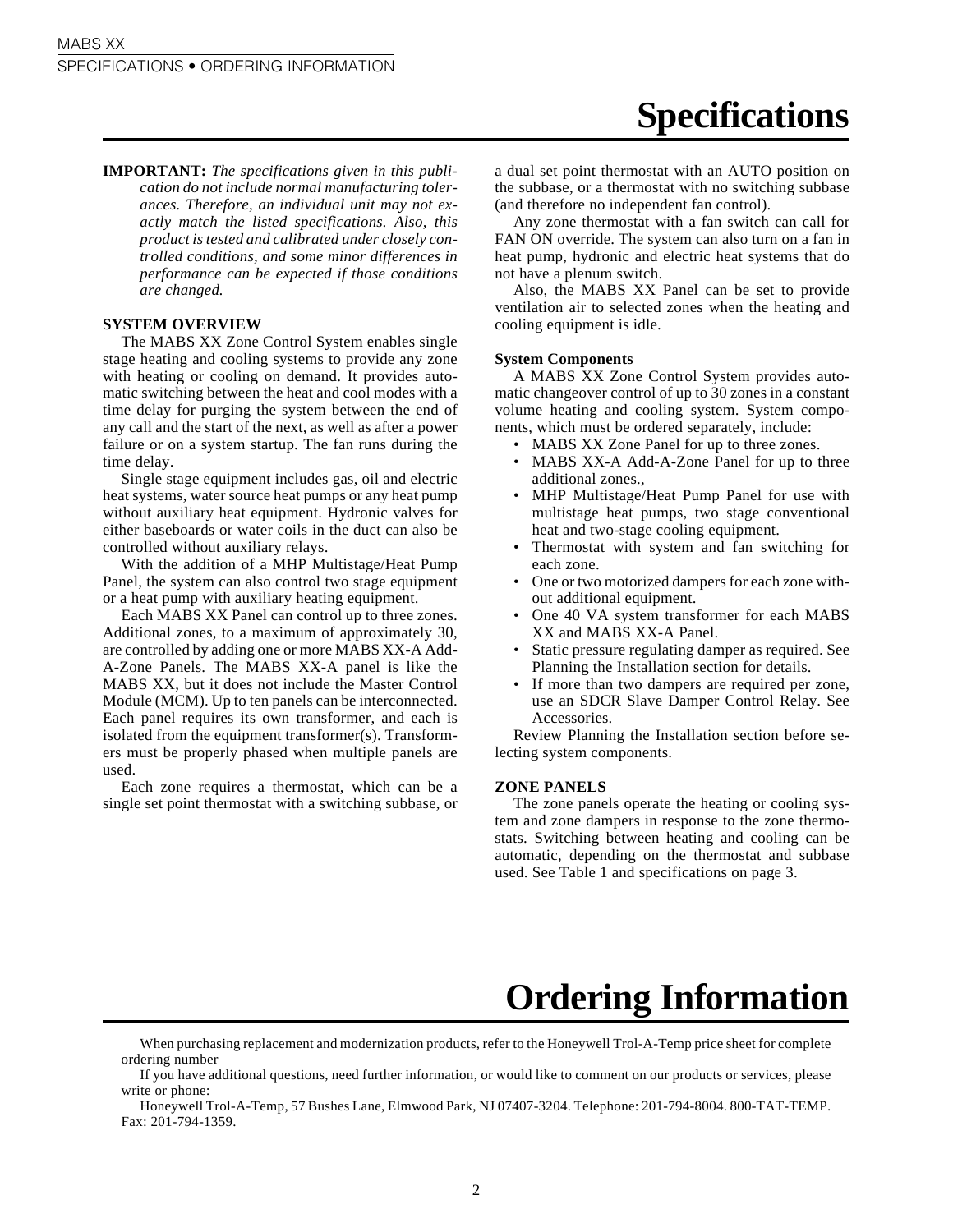# Specifications

**IMPORTANT:** *The specifications given in this publication do not include normal manufacturing tolerances. Therefore, an individual unit may not exactly match the listed specifications. Also, this product is tested and calibrated under closely controlled conditions, and some minor differences in performance can be expected if those conditions are changed.*

**SYSTEM OVERVIEW**

The MABS XX Zone Control System enables single stage heating and cooling systems to provide any zone with heating or cooling on demand. It provides automatic switching between the heat and cool modes with a time delay for purging the system between the end of any call and the start of the next, as well as after a power failure or on a system startup. The fan runs during the time delay.

Single stage equipment includes gas, oil and electric heat systems, water source heat pumps or any heat pump without auxiliary heat equipment. Hydronic valves for either baseboards or water coils in the duct can also be controlled without auxiliary relays.

With the addition of a MHP Multistage/Heat Pump Panel, the system can also control two stage equipment or a heat pump with auxiliary heating equipment.

Each MABS XX Panel can control up to three zones. Additional zones, to a maximum of approximately 30, are controlled by adding one or more MABS XX-A Add-A-Zone Panels. The MABS XX-A panel is like the MABS XX, but it does not include the Master Control Module (MCM). Up to ten panels can be interconnected. Each panel requires its own transformer, and each is isolated from the equipment transformer(s). Transformers must be properly phased when multiple panels are used.

Each zone requires a thermostat, which can be a single set point thermostat with a switching subbase, or a dual set point thermostat with an AUTO position on the subbase, or a thermostat with no switching subbase (and therefore no independent fan control).

Any zone thermostat with a fan switch can call for FAN ON override. The system can also turn on a fan in heat pump, hydronic and electric heat systems that do not have a plenum switch.

Also, the MABS XX Panel can be set to provide ventilation air to selected zones when the heating and cooling equipment is idle.

**System Components**

A MABS XX Zone Control System provides automatic changeover control of up to 30 zones in a constant volume heating and cooling system. System components, which must be ordered separately, include:

- MABS XX Zone Panel for up to three zones.
- MABS XX-A Add-A-Zone Panel for up to three additional zones.,
- MHP Multistage/Heat Pump Panel for use with multistage heat pumps, two stage conventional heat and two-stage cooling equipment.
- Thermostat with system and fan switching for each zone.
- One or two motorized dampers for each zone without additional equipment.
- One 40 VA system transformer for each MABS XX and MABS XX-A Panel.
- Static pressure regulating damper as required. See Planning the Installation section for details.
- If more than two dampers are required per zone, use an SDCR Slave Damper Control Relay. See Accessories.

Review Planning the Installation section before selecting system components.

**ZONE PANELS**

The zone panels operate the heating or cooling system and zone dampers in response to the zone thermostats. Switching between heating and cooling can be automatic, depending on the thermostat and subbase used. See Table 1 and specifications on page 3.

# Ordering Information

When purchasing replacement and modernization products, refer to the Honeywell Trol-A-Temp price sheet for complete ordering number

If you have additional questions, need further information, or would like to comment on our products or services, please write or phone:

Honeywell Trol-A-Temp, 57 Bushes Lane, Elmwood Park, NJ 07407-3204. Telephone: 201-794-8004. 800-TAT-TEMP. Fax: 201-794-1359.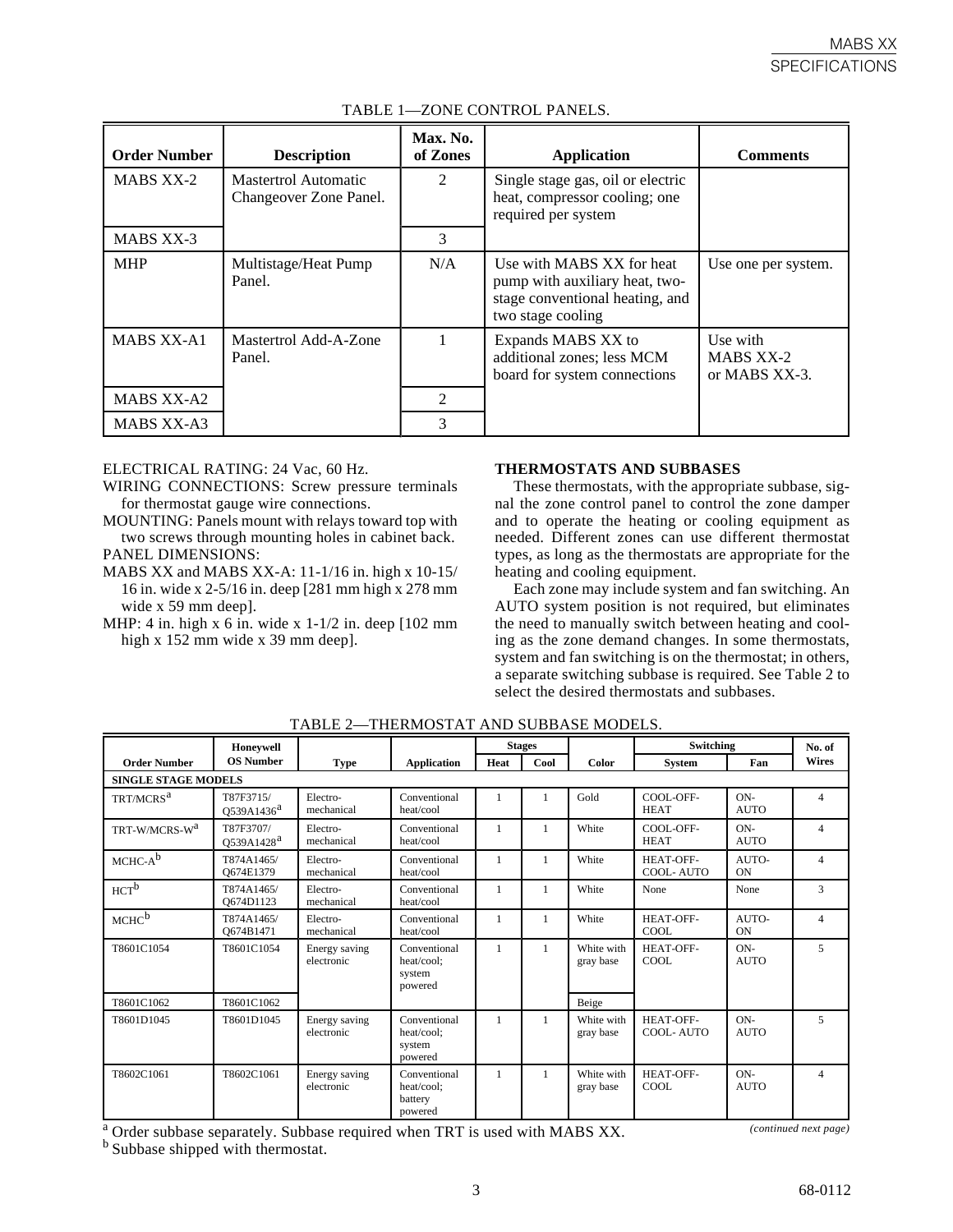TABLE 1—ZONE CONTROL PANELS.

| Order Number | Description | Max. No. of Zones | Application | Comments |
|---|---|---|---|---|
| MABS XX-2 | Mastertrol Automatic Changeover Zone Panel. | 2 | Single stage gas, oil or electric heat, compressor cooling; one required per system | |
| MABS XX-3 | | 3 | | |
| MHP | Multistage/Heat Pump Panel. | N/A | Use with MABS XX for heat pump with auxiliary heat, two-stage conventional heating, and two stage cooling | Use one per system. |
| MABS XX-A1 | Mastertrol Add-A-Zone Panel. | 1 | Expands MABS XX to additional zones; less MCM board for system connections | Use with MABS XX-2 or MABS XX-3. |
| MABS XX-A2 | | 2 | | |
| MABS XX-A3 | | 3 | | |

ELECTRICAL RATING: 24 Vac, 60 Hz.

WIRING CONNECTIONS: Screw pressure terminals for thermostat gauge wire connections.

MOUNTING: Panels mount with relays toward top with two screws through mounting holes in cabinet back.

PANEL DIMENSIONS:

MABS XX and MABS XX-A: 11-1/16 in. high x 10-15/16 in. wide x 2-5/16 in. deep [281 mm high x 278 mm wide x 59 mm deep].

MHP: 4 in. high x 6 in. wide x 1-1/2 in. deep [102 mm high x 152 mm wide x 39 mm deep].

**THERMOSTATS AND SUBBASES**

These thermostats, with the appropriate subbase, signal the zone control panel to control the zone damper and to operate the heating or cooling equipment as needed. Different zones can use different thermostat types, as long as the thermostats are appropriate for the heating and cooling equipment.

Each zone may include system and fan switching. An AUTO system position is not required, but eliminates the need to manually switch between heating and cooling as the zone demand changes. In some thermostats, system and fan switching is on the thermostat; in others, a separate switching subbase is required. See Table 2 to select the desired thermostats and subbases.

TABLE 2—THERMOSTAT AND SUBBASE MODELS.

| Order Number | Honeywell OS Number | Type | Application | Stages | | Color | Switching | | No. of Wires |
|---|---|---|---|---|---|---|---|---|---|
| | | | | Heat | Cool | | System | Fan | |
| **SINGLE STAGE MODELS** | | | | | | | | | |
| TRT/MCRS[a] | T87F3715/ Q539A1436[a] | Electro-mechanical | Conventional heat/cool | 1 | 1 | Gold | COOL-OFF-HEAT | ON-AUTO | 4 |
| TRT-W/MCRS-W[a] | T87F3707/ Q539A1428[a] | Electro-mechanical | Conventional heat/cool | 1 | 1 | White | COOL-OFF-HEAT | ON-AUTO | 4 |
| MCHC-A[b] | T874A1465/ Q674E1379 | Electro-mechanical | Conventional heat/cool | 1 | 1 | White | HEAT-OFF-COOL- AUTO | AUTO-ON | 4 |
| HCT[b] | T874A1465/ Q674D1123 | Electro-mechanical | Conventional heat/cool | 1 | 1 | White | None | None | 3 |
| MCHC[b] | T874A1465/ Q674B1471 | Electro-mechanical | Conventional heat/cool | 1 | 1 | White | HEAT-OFF-COOL | AUTO-ON | 4 |
| T8601C1054 | T8601C1054 | Energy saving electronic | Conventional heat/cool; system powered | 1 | 1 | White with gray base | HEAT-OFF-COOL | ON-AUTO | 5 |
| T8601C1062 | T8601C1062 | | | | | Beige | | | |
| T8601D1045 | T8601D1045 | Energy saving electronic | Conventional heat/cool; system powered | 1 | 1 | White with gray base | HEAT-OFF-COOL- AUTO | ON-AUTO | 5 |
| T8602C1061 | T8602C1061 | Energy saving electronic | Conventional heat/cool; battery powered | 1 | 1 | White with gray base | HEAT-OFF-COOL | ON-AUTO | 4 |

[a] Order subbase separately. Subbase required when TRT is used with MABS XX.

[b] Subbase shipped with thermostat.

*(continued next page)*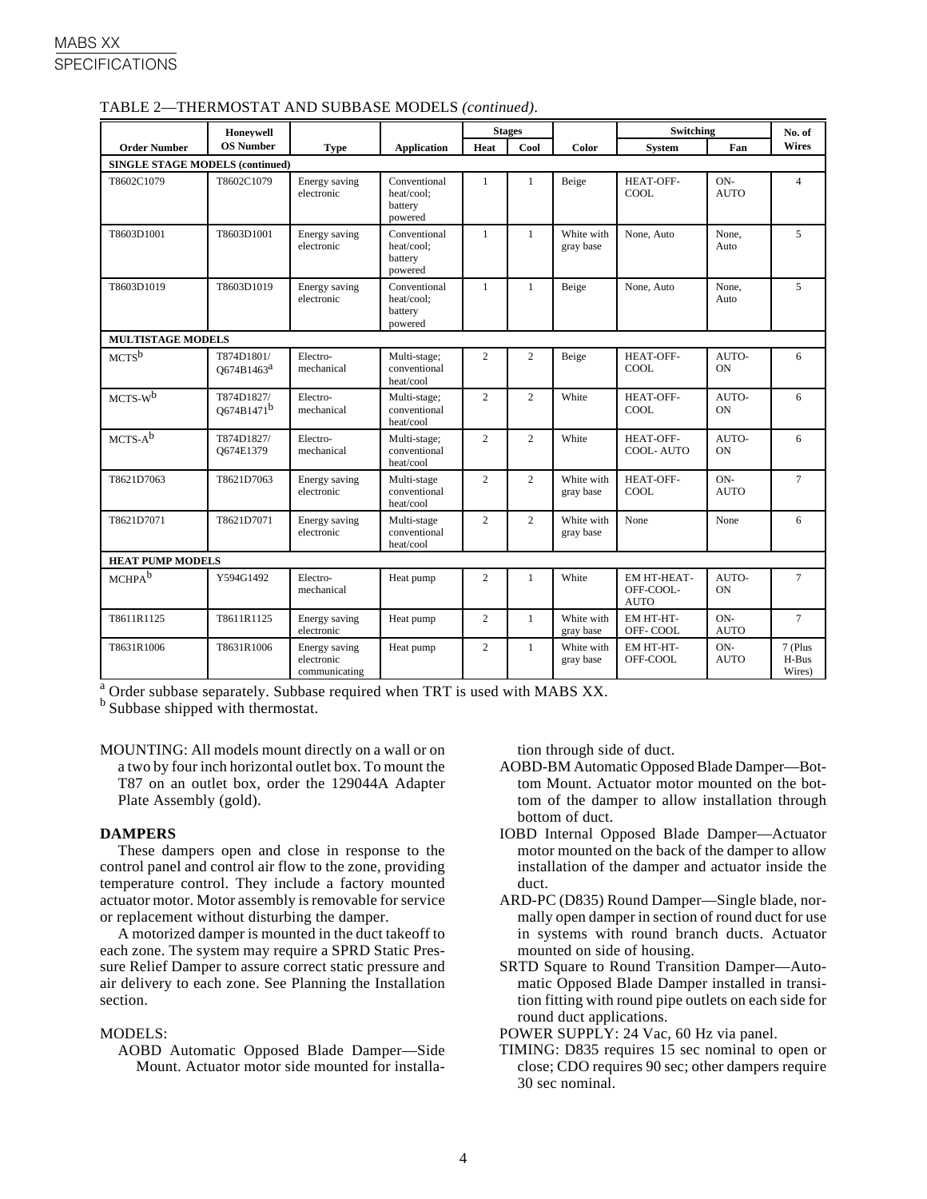TABLE 2—THERMOSTAT AND SUBBASE MODELS *(continued)*.

| Order Number | Honeywell OS Number | Type | Application | Stages | | Color | Switching | | No. of Wires |
|---|---|---|---|---|---|---|---|---|---|
| | | | | Heat | Cool | | System | Fan | |
| **SINGLE STAGE MODELS (continued)** | | | | | | | | | |
| T8602C1079 | T8602C1079 | Energy saving electronic | Conventional heat/cool; battery powered | 1 | 1 | Beige | HEAT-OFF-COOL | ON-AUTO | 4 |
| T8603D1001 | T8603D1001 | Energy saving electronic | Conventional heat/cool; battery powered | 1 | 1 | White with gray base | None, Auto | None, Auto | 5 |
| T8603D1019 | T8603D1019 | Energy saving electronic | Conventional heat/cool; battery powered | 1 | 1 | Beige | None, Auto | None, Auto | 5 |
| **MULTISTAGE MODELS** | | | | | | | | | |
| MCTS[b] | T874D1801/ Q674B1463[a] | Electro-mechanical | Multi-stage; conventional heat/cool | 2 | 2 | Beige | HEAT-OFF-COOL | AUTO-ON | 6 |
| MCTS-W[b] | T874D1827/ Q674B1471[b] | Electro-mechanical | Multi-stage; conventional heat/cool | 2 | 2 | White | HEAT-OFF-COOL | AUTO-ON | 6 |
| MCTS-A[b] | T874D1827/ Q674E1379 | Electro-mechanical | Multi-stage; conventional heat/cool | 2 | 2 | White | HEAT-OFF-COOL- AUTO | AUTO-ON | 6 |
| T8621D7063 | T8621D7063 | Energy saving electronic | Multi-stage conventional heat/cool | 2 | 2 | White with gray base | HEAT-OFF-COOL | ON-AUTO | 7 |
| T8621D7071 | T8621D7071 | Energy saving electronic | Multi-stage conventional heat/cool | 2 | 2 | White with gray base | None | None | 6 |
| **HEAT PUMP MODELS** | | | | | | | | | |
| MCHPA[b] | Y594G1492 | Electro-mechanical | Heat pump | 2 | 1 | White | EM HT-HEAT-OFF-COOL-AUTO | AUTO-ON | 7 |
| T8611R1125 | T8611R1125 | Energy saving electronic | Heat pump | 2 | 1 | White with gray base | EM HT-HT-OFF- COOL | ON-AUTO | 7 |
| T8631R1006 | T8631R1006 | Energy saving electronic communicating | Heat pump | 2 | 1 | White with gray base | EM HT-HT-OFF-COOL | ON-AUTO | 7 (Plus H-Bus Wires) |

[a] Order subbase separately. Subbase required when TRT is used with MABS XX.
[b] Subbase shipped with thermostat.

MOUNTING: All models mount directly on a wall or on a two by four inch horizontal outlet box. To mount the T87 on an outlet box, order the 129044A Adapter Plate Assembly (gold).

**DAMPERS**

These dampers open and close in response to the control panel and control air flow to the zone, providing temperature control. They include a factory mounted actuator motor. Motor assembly is removable for service or replacement without disturbing the damper.

A motorized damper is mounted in the duct takeoff to each zone. The system may require a SPRD Static Pressure Relief Damper to assure correct static pressure and air delivery to each zone. See Planning the Installation section.

MODELS:

AOBD Automatic Opposed Blade Damper—Side Mount. Actuator motor side mounted for installation through side of duct.

AOBD-BM Automatic Opposed Blade Damper—Bottom Mount. Actuator motor mounted on the bottom of the damper to allow installation through bottom of duct.

IOBD Internal Opposed Blade Damper—Actuator motor mounted on the back of the damper to allow installation of the damper and actuator inside the duct.

ARD-PC (D835) Round Damper—Single blade, normally open damper in section of round duct for use in systems with round branch ducts. Actuator mounted on side of housing.

SRTD Square to Round Transition Damper—Automatic Opposed Blade Damper installed in transition fitting with round pipe outlets on each side for round duct applications.

POWER SUPPLY: 24 Vac, 60 Hz via panel.

TIMING: D835 requires 15 sec nominal to open or close; CDO requires 90 sec; other dampers require 30 sec nominal.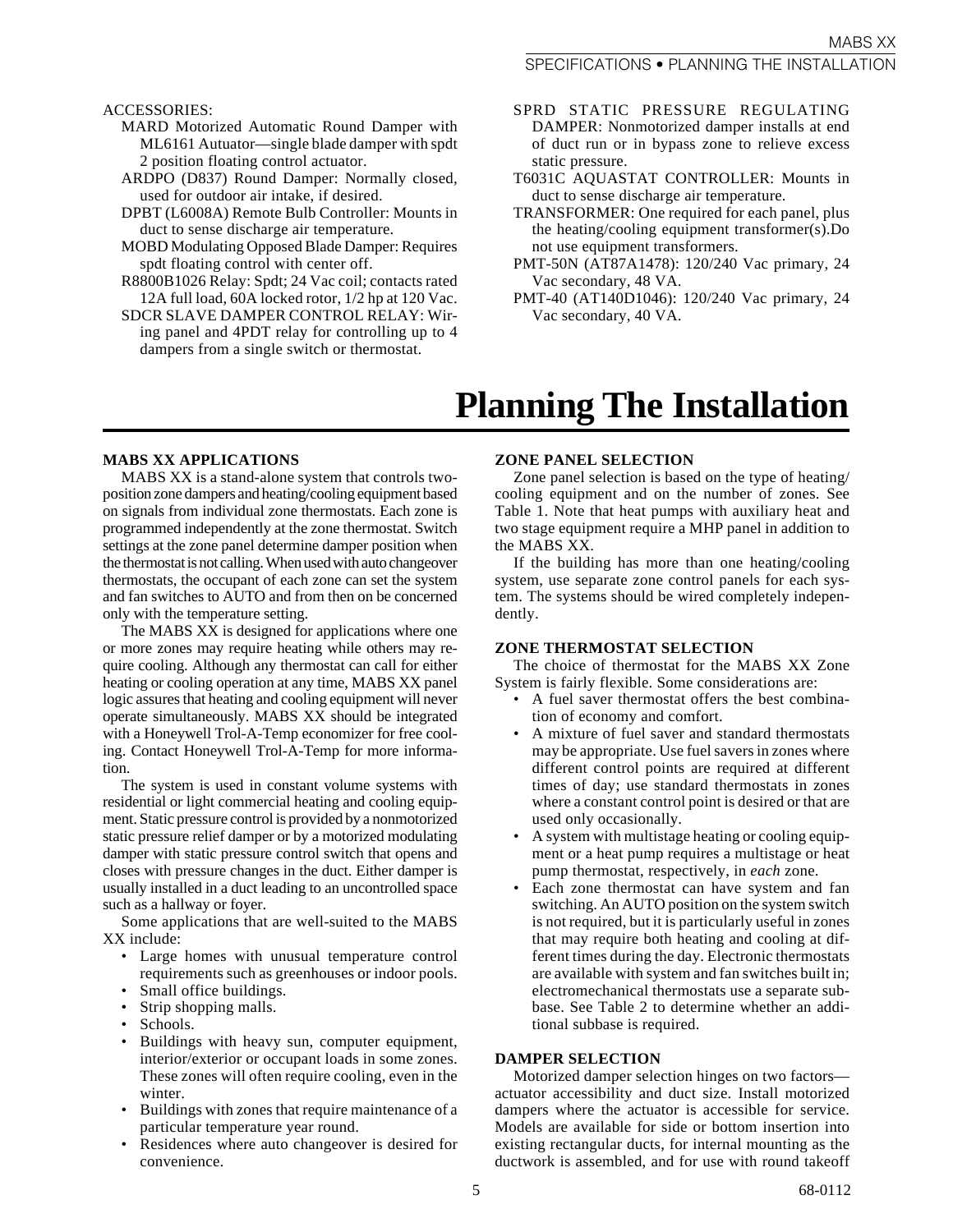ACCESSORIES:

- MARD Motorized Automatic Round Damper with ML6161 Autuator—single blade damper with spdt 2 position floating control actuator.
- ARDPO (D837) Round Damper: Normally closed, used for outdoor air intake, if desired.
- DPBT (L6008A) Remote Bulb Controller: Mounts in duct to sense discharge air temperature.
- MOBD Modulating Opposed Blade Damper: Requires spdt floating control with center off.
- R8800B1026 Relay: Spdt; 24 Vac coil; contacts rated 12A full load, 60A locked rotor, 1/2 hp at 120 Vac.
- SDCR SLAVE DAMPER CONTROL RELAY: Wiring panel and 4PDT relay for controlling up to 4 dampers from a single switch or thermostat.
- SPRD STATIC PRESSURE REGULATING DAMPER: Nonmotorized damper installs at end of duct run or in bypass zone to relieve excess static pressure.
- T6031C AQUASTAT CONTROLLER: Mounts in duct to sense discharge air temperature.
- TRANSFORMER: One required for each panel, plus the heating/cooling equipment transformer(s).Do not use equipment transformers.
- PMT-50N (AT87A1478): 120/240 Vac primary, 24 Vac secondary, 48 VA.
- PMT-40 (AT140D1046): 120/240 Vac primary, 24 Vac secondary, 40 VA.

# Planning The Installation

### MABS XX APPLICATIONS

MABS XX is a stand-alone system that controls two-position zone dampers and heating/cooling equipment based on signals from individual zone thermostats. Each zone is programmed independently at the zone thermostat. Switch settings at the zone panel determine damper position when the thermostat is not calling. When used with auto changeover thermostats, the occupant of each zone can set the system and fan switches to AUTO and from then on be concerned only with the temperature setting.

The MABS XX is designed for applications where one or more zones may require heating while others may require cooling. Although any thermostat can call for either heating or cooling operation at any time, MABS XX panel logic assures that heating and cooling equipment will never operate simultaneously. MABS XX should be integrated with a Honeywell Trol-A-Temp economizer for free cooling. Contact Honeywell Trol-A-Temp for more information.

The system is used in constant volume systems with residential or light commercial heating and cooling equipment. Static pressure control is provided by a nonmotorized static pressure relief damper or by a motorized modulating damper with static pressure control switch that opens and closes with pressure changes in the duct. Either damper is usually installed in a duct leading to an uncontrolled space such as a hallway or foyer.

Some applications that are well-suited to the MABS XX include:

- Large homes with unusual temperature control requirements such as greenhouses or indoor pools.
- Small office buildings.
- Strip shopping malls.
- Schools.
- Buildings with heavy sun, computer equipment, interior/exterior or occupant loads in some zones. These zones will often require cooling, even in the winter.
- Buildings with zones that require maintenance of a particular temperature year round.
- Residences where auto changeover is desired for convenience.

### ZONE PANEL SELECTION

Zone panel selection is based on the type of heating/cooling equipment and on the number of zones. See Table 1. Note that heat pumps with auxiliary heat and two stage equipment require a MHP panel in addition to the MABS XX.

If the building has more than one heating/cooling system, use separate zone control panels for each system. The systems should be wired completely independently.

### ZONE THERMOSTAT SELECTION

The choice of thermostat for the MABS XX Zone System is fairly flexible. Some considerations are:

- A fuel saver thermostat offers the best combination of economy and comfort.
- A mixture of fuel saver and standard thermostats may be appropriate. Use fuel savers in zones where different control points are required at different times of day; use standard thermostats in zones where a constant control point is desired or that are used only occasionally.
- A system with multistage heating or cooling equipment or a heat pump requires a multistage or heat pump thermostat, respectively, in *each* zone.
- Each zone thermostat can have system and fan switching. An AUTO position on the system switch is not required, but it is particularly useful in zones that may require both heating and cooling at different times during the day. Electronic thermostats are available with system and fan switches built in; electromechanical thermostats use a separate subbase. See Table 2 to determine whether an additional subbase is required.

### DAMPER SELECTION

Motorized damper selection hinges on two factors—actuator accessibility and duct size. Install motorized dampers where the actuator is accessible for service. Models are available for side or bottom insertion into existing rectangular ducts, for internal mounting as the ductwork is assembled, and for use with round takeoff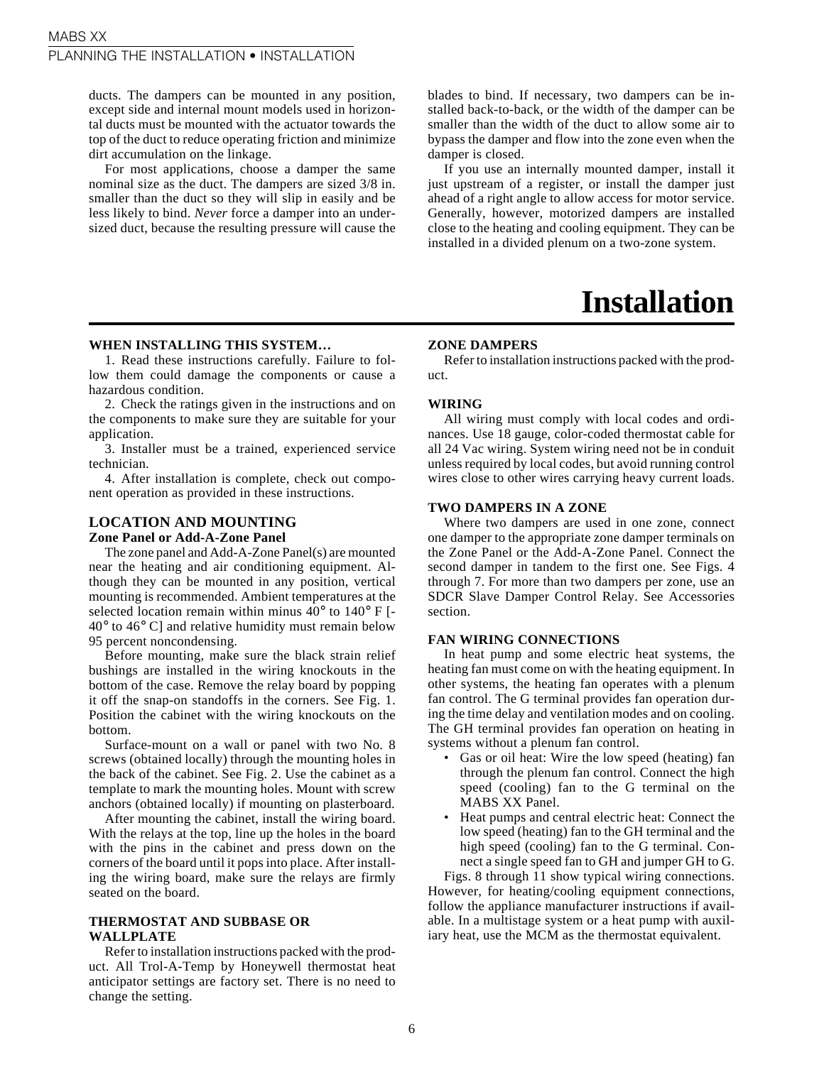ducts. The dampers can be mounted in any position, except side and internal mount models used in horizontal ducts must be mounted with the actuator towards the top of the duct to reduce operating friction and minimize dirt accumulation on the linkage.

For most applications, choose a damper the same nominal size as the duct. The dampers are sized 3/8 in. smaller than the duct so they will slip in easily and be less likely to bind. *Never* force a damper into an undersized duct, because the resulting pressure will cause the blades to bind. If necessary, two dampers can be installed back-to-back, or the width of the damper can be smaller than the width of the duct to allow some air to bypass the damper and flow into the zone even when the damper is closed.

If you use an internally mounted damper, install it just upstream of a register, or install the damper just ahead of a right angle to allow access for motor service. Generally, however, motorized dampers are installed close to the heating and cooling equipment. They can be installed in a divided plenum on a two-zone system.

# Installation

### WHEN INSTALLING THIS SYSTEM…

1. Read these instructions carefully. Failure to follow them could damage the components or cause a hazardous condition.

2. Check the ratings given in the instructions and on the components to make sure they are suitable for your application.

3. Installer must be a trained, experienced service technician.

4. After installation is complete, check out component operation as provided in these instructions.

## LOCATION AND MOUNTING

### Zone Panel or Add-A-Zone Panel

The zone panel and Add-A-Zone Panel(s) are mounted near the heating and air conditioning equipment. Although they can be mounted in any position, vertical mounting is recommended. Ambient temperatures at the selected location remain within minus 40° to 140° F [-40° to 46° C] and relative humidity must remain below 95 percent noncondensing.

Before mounting, make sure the black strain relief bushings are installed in the wiring knockouts in the bottom of the case. Remove the relay board by popping it off the snap-on standoffs in the corners. See Fig. 1. Position the cabinet with the wiring knockouts on the bottom.

Surface-mount on a wall or panel with two No. 8 screws (obtained locally) through the mounting holes in the back of the cabinet. See Fig. 2. Use the cabinet as a template to mark the mounting holes. Mount with screw anchors (obtained locally) if mounting on plasterboard.

After mounting the cabinet, install the wiring board. With the relays at the top, line up the holes in the board with the pins in the cabinet and press down on the corners of the board until it pops into place. After installing the wiring board, make sure the relays are firmly seated on the board.

### THERMOSTAT AND SUBBASE OR WALLPLATE

Refer to installation instructions packed with the product. All Trol-A-Temp by Honeywell thermostat heat anticipator settings are factory set. There is no need to change the setting.

### ZONE DAMPERS

Refer to installation instructions packed with the product.

### WIRING

All wiring must comply with local codes and ordinances. Use 18 gauge, color-coded thermostat cable for all 24 Vac wiring. System wiring need not be in conduit unless required by local codes, but avoid running control wires close to other wires carrying heavy current loads.

### TWO DAMPERS IN A ZONE

Where two dampers are used in one zone, connect one damper to the appropriate zone damper terminals on the Zone Panel or the Add-A-Zone Panel. Connect the second damper in tandem to the first one. See Figs. 4 through 7. For more than two dampers per zone, use an SDCR Slave Damper Control Relay. See Accessories section.

### FAN WIRING CONNECTIONS

In heat pump and some electric heat systems, the heating fan must come on with the heating equipment. In other systems, the heating fan operates with a plenum fan control. The G terminal provides fan operation during the time delay and ventilation modes and on cooling. The GH terminal provides fan operation on heating in systems without a plenum fan control.

- Gas or oil heat: Wire the low speed (heating) fan through the plenum fan control. Connect the high speed (cooling) fan to the G terminal on the MABS XX Panel.
- Heat pumps and central electric heat: Connect the low speed (heating) fan to the GH terminal and the high speed (cooling) fan to the G terminal. Connect a single speed fan to GH and jumper GH to G.

Figs. 8 through 11 show typical wiring connections. However, for heating/cooling equipment connections, follow the appliance manufacturer instructions if available. In a multistage system or a heat pump with auxiliary heat, use the MCM as the thermostat equivalent.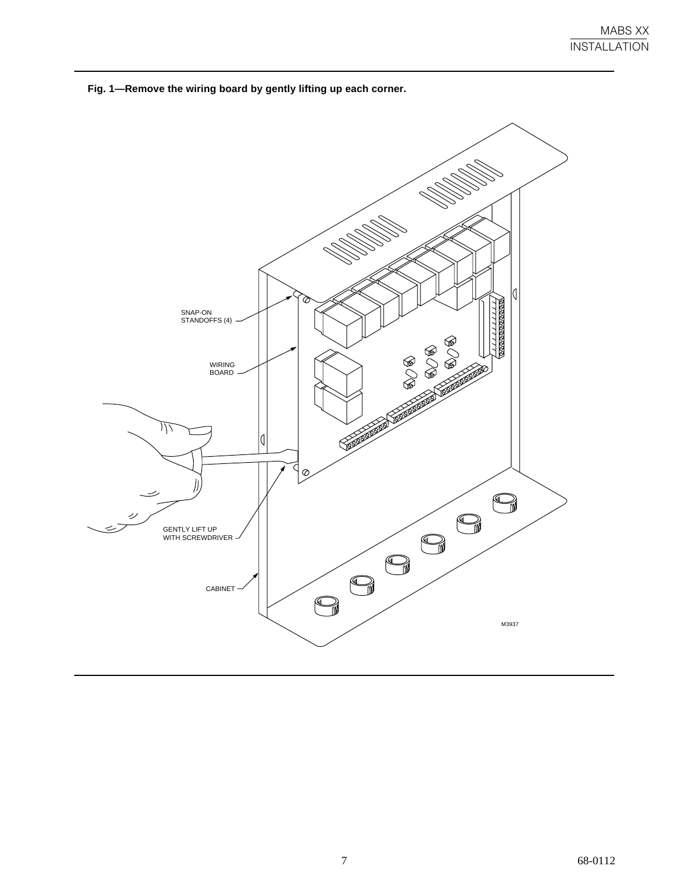**Fig. 1—Remove the wiring board by gently lifting up each corner.**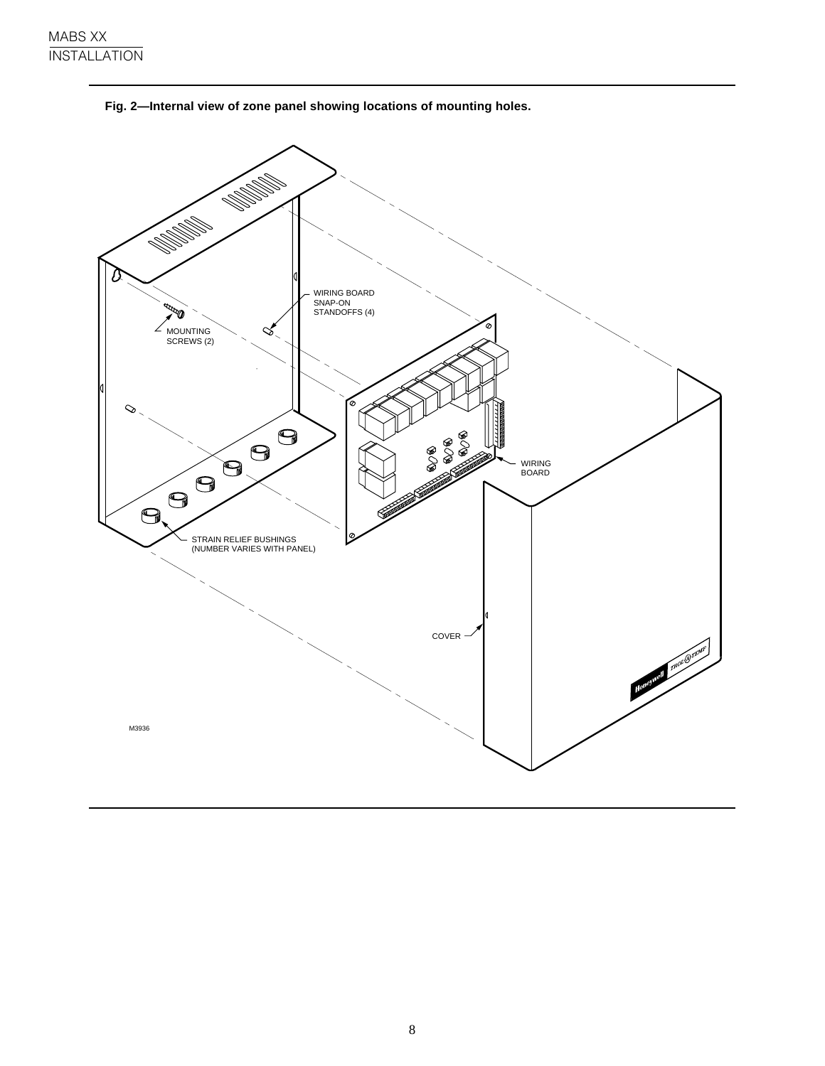**Fig. 2—Internal view of zone panel showing locations of mounting holes.**

WIRING BOARD SNAP-ON STANDOFFS (4)

MOUNTING SCREWS (2)

WIRING BOARD

STRAIN RELIEF BUSHINGS (NUMBER VARIES WITH PANEL)

COVER

M3936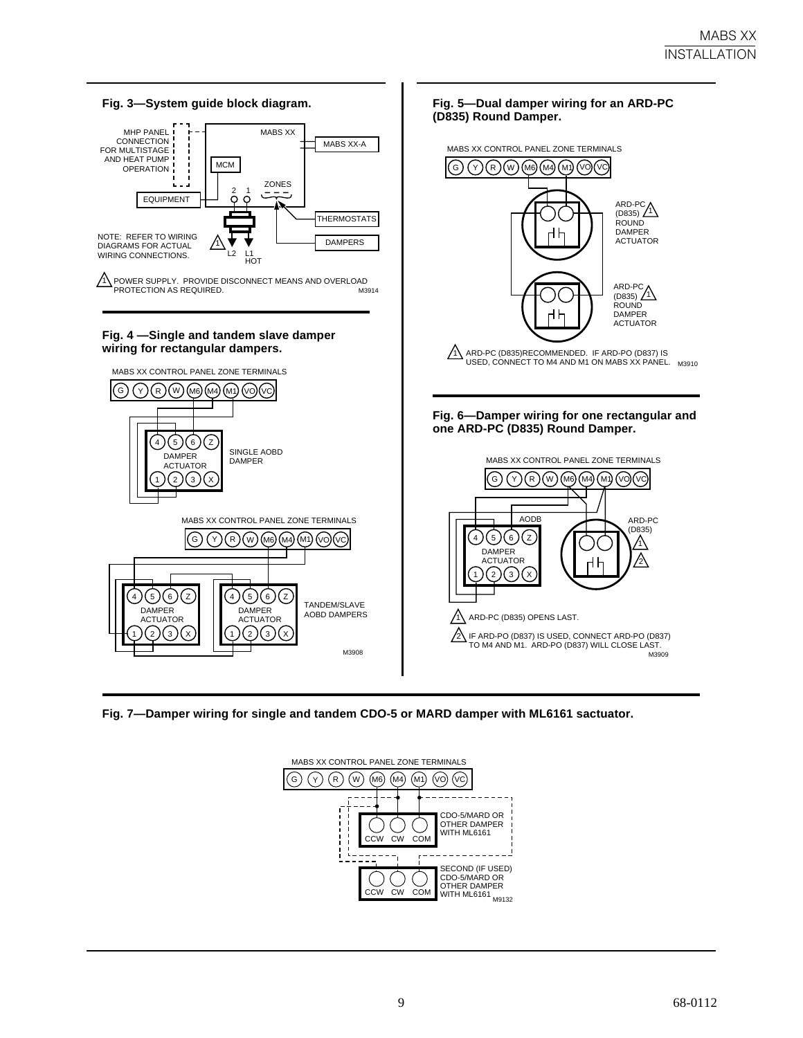**Fig. 3—System guide block diagram.**

MHP PANEL CONNECTION FOR MULTISTAGE AND HEAT PUMP OPERATION

MABS XX

MABS XX-A

MCM

ZONES

2 1

EQUIPMENT

THERMOSTATS

DAMPERS

NOTE: REFER TO WIRING DIAGRAMS FOR ACTUAL WIRING CONNECTIONS.

L2 L1 HOT

1 POWER SUPPLY. PROVIDE DISCONNECT MEANS AND OVERLOAD PROTECTION AS REQUIRED.

M3914

**Fig. 4 —Single and tandem slave damper wiring for rectangular dampers.**

MABS XX CONTROL PANEL ZONE TERMINALS

G Y R W M6 M4 M1 VO VC

4 5 6 Z DAMPER ACTUATOR 1 2 3 X

SINGLE AOBD DAMPER

MABS XX CONTROL PANEL ZONE TERMINALS

G Y R W M6 M4 M1 VO VC

TANDEM/SLAVE AOBD DAMPERS

M3908

**Fig. 5—Dual damper wiring for an ARD-PC (D835) Round Damper.**

MABS XX CONTROL PANEL ZONE TERMINALS

G Y R W M6 M4 M1 VO VC

ARD-PC (D835) 1 ROUND DAMPER ACTUATOR

ARD-PC (D835) 1 ROUND DAMPER ACTUATOR

1 ARD-PC (D835)RECOMMENDED. IF ARD-PO (D837) IS USED, CONNECT TO M4 AND M1 ON MABS XX PANEL.

M3910

**Fig. 6—Damper wiring for one rectangular and one ARD-PC (D835) Round Damper.**

MABS XX CONTROL PANEL ZONE TERMINALS

G Y R W M6 M4 M1 VO VC

AODB

4 5 6 Z DAMPER ACTUATOR 1 2 3 X

ARD-PC (D835) 1 2

1 ARD-PC (D835) OPENS LAST.

2 IF ARD-PO (D837) IS USED, CONNECT ARD-PO (D837) TO M4 AND M1. ARD-PO (D837) WILL CLOSE LAST.

M3909

**Fig. 7—Damper wiring for single and tandem CDO-5 or MARD damper with ML6161 sactuator.**

MABS XX CONTROL PANEL ZONE TERMINALS

G Y R W M6 M4 M1 VO VC

CCW CW COM

CDO-5/MARD OR OTHER DAMPER WITH ML6161

CCW CW COM

SECOND (IF USED) CDO-5/MARD OR OTHER DAMPER WITH ML6161

M9132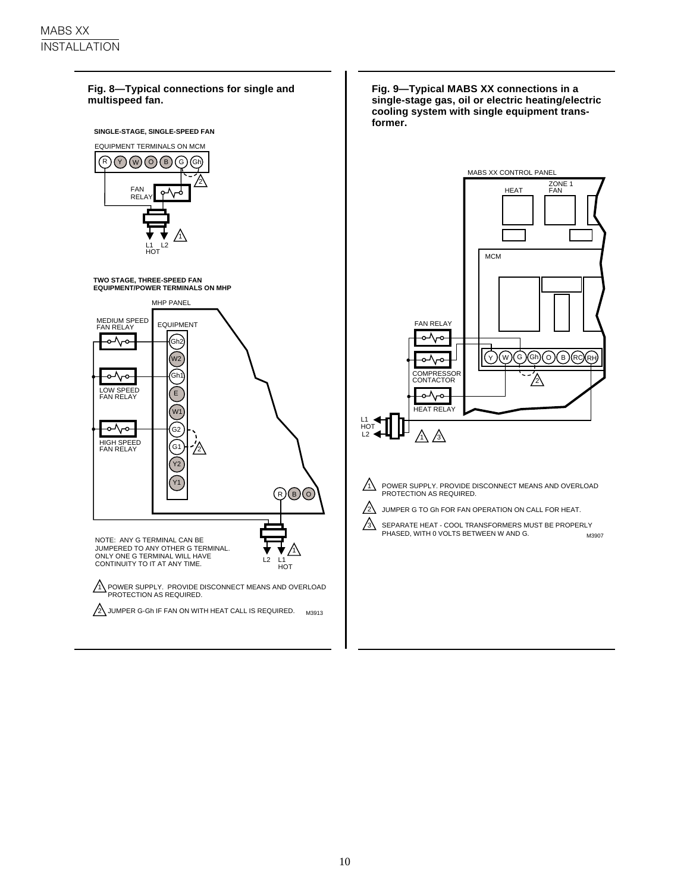**Fig. 8—Typical connections for single and multispeed fan.**

SINGLE-STAGE, SINGLE-SPEED FAN

EQUIPMENT TERMINALS ON MCM

R Y W O B G Gh

FAN RELAY

L1 HOT L2

TWO STAGE, THREE-SPEED FAN
EQUIPMENT/POWER TERMINALS ON MHP

MHP PANEL

MEDIUM SPEED FAN RELAY

EQUIPMENT

Gh2 W2 Gh1 E W1 G2 G1 Y2 Y1

LOW SPEED FAN RELAY

HIGH SPEED FAN RELAY

R B O

L2 L1 HOT

NOTE: ANY G TERMINAL CAN BE JUMPERED TO ANY OTHER G TERMINAL. ONLY ONE G TERMINAL WILL HAVE CONTINUITY TO IT AT ANY TIME.

1. POWER SUPPLY. PROVIDE DISCONNECT MEANS AND OVERLOAD PROTECTION AS REQUIRED.
2. JUMPER G-Gh IF FAN ON WITH HEAT CALL IS REQUIRED.

M3913

**Fig. 9—Typical MABS XX connections in a single-stage gas, oil or electric heating/electric cooling system with single equipment transformer.**

MABS XX CONTROL PANEL

HEAT

ZONE 1 FAN

MCM

FAN RELAY

Y W G Gh O B RC RH

COMPRESSOR CONTACTOR

HEAT RELAY

L1 HOT L2

1. POWER SUPPLY. PROVIDE DISCONNECT MEANS AND OVERLOAD PROTECTION AS REQUIRED.
2. JUMPER G TO Gh FOR FAN OPERATION ON CALL FOR HEAT.
3. SEPARATE HEAT - COOL TRANSFORMERS MUST BE PROPERLY PHASED, WITH 0 VOLTS BETWEEN W AND G.

M3907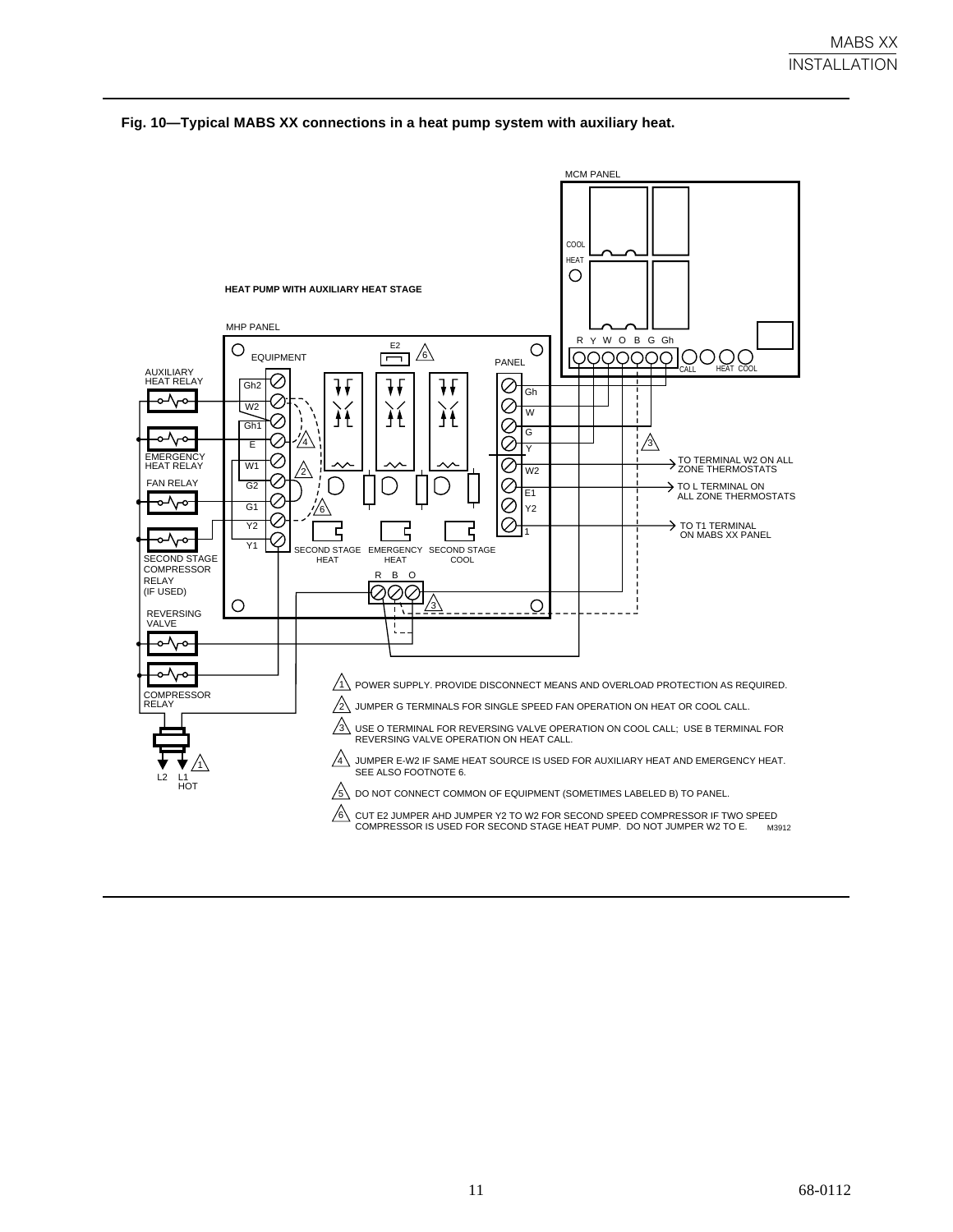**Fig. 10—Typical MABS XX connections in a heat pump system with auxiliary heat.**

HEAT PUMP WITH AUXILIARY HEAT STAGE

MCM PANEL

MHP PANEL

1. POWER SUPPLY. PROVIDE DISCONNECT MEANS AND OVERLOAD PROTECTION AS REQUIRED.
2. JUMPER G TERMINALS FOR SINGLE SPEED FAN OPERATION ON HEAT OR COOL CALL.
3. USE O TERMINAL FOR REVERSING VALVE OPERATION ON COOL CALL; USE B TERMINAL FOR REVERSING VALVE OPERATION ON HEAT CALL.
4. JUMPER E-W2 IF SAME HEAT SOURCE IS USED FOR AUXILIARY HEAT AND EMERGENCY HEAT. SEE ALSO FOOTNOTE 6.
5. DO NOT CONNECT COMMON OF EQUIPMENT (SOMETIMES LABELED B) TO PANEL.
6. CUT E2 JUMPER AHD JUMPER Y2 TO W2 FOR SECOND SPEED COMPRESSOR IF TWO SPEED COMPRESSOR IS USED FOR SECOND STAGE HEAT PUMP. DO NOT JUMPER W2 TO E.

M3912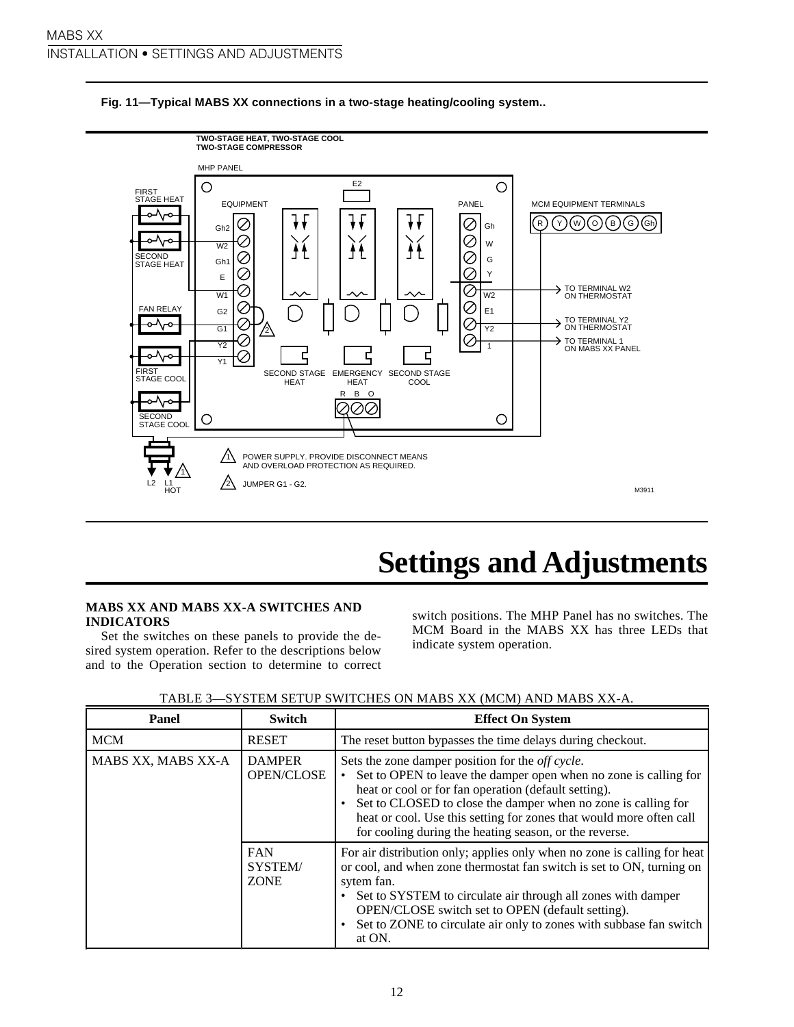**Fig. 11—Typical MABS XX connections in a two-stage heating/cooling system..**

TWO-STAGE HEAT, TWO-STAGE COOL
TWO-STAGE COMPRESSOR

MHP PANEL

EQUIPMENT: Gh2, W2, Gh1, E, W1, G2, G1, Y2, Y1

PANEL: Gh, W, G, Y, W2, E1, Y2, 1

MCM EQUIPMENT TERMINALS: R, Y, W, O, B, G, Gh

FIRST STAGE HEAT, SECOND STAGE HEAT, FAN RELAY, FIRST STAGE COOL, SECOND STAGE COOL

E2, SECOND STAGE HEAT, EMERGENCY HEAT, SECOND STAGE COOL, R B O

TO TERMINAL W2 ON THERMOSTAT
TO TERMINAL Y2 ON THERMOSTAT
TO TERMINAL 1 ON MABS XX PANEL

L2 L1 HOT

1 POWER SUPPLY. PROVIDE DISCONNECT MEANS AND OVERLOAD PROTECTION AS REQUIRED.

2 JUMPER G1 - G2.

M3911

# Settings and Adjustments

### MABS XX AND MABS XX-A SWITCHES AND INDICATORS

Set the switches on these panels to provide the desired system operation. Refer to the descriptions below and to the Operation section to determine to correct switch positions. The MHP Panel has no switches. The MCM Board in the MABS XX has three LEDs that indicate system operation.

TABLE 3—SYSTEM SETUP SWITCHES ON MABS XX (MCM) AND MABS XX-A.

| Panel | Switch | Effect On System |
|---|---|---|
| MCM | RESET | The reset button bypasses the time delays during checkout. |
| MABS XX, MABS XX-A | DAMPER OPEN/CLOSE | Sets the zone damper position for the *off cycle*.<br>• Set to OPEN to leave the damper open when no zone is calling for heat or cool or for fan operation (default setting).<br>• Set to CLOSED to close the damper when no zone is calling for heat or cool. Use this setting for zones that would more often call for cooling during the heating season, or the reverse. |
| | FAN SYSTEM/ ZONE | For air distribution only; applies only when no zone is calling for heat or cool, and when zone thermostat fan switch is set to ON, turning on sytem fan.<br>• Set to SYSTEM to circulate air through all zones with damper OPEN/CLOSE switch set to OPEN (default setting).<br>• Set to ZONE to circulate air only to zones with subbase fan switch at ON. |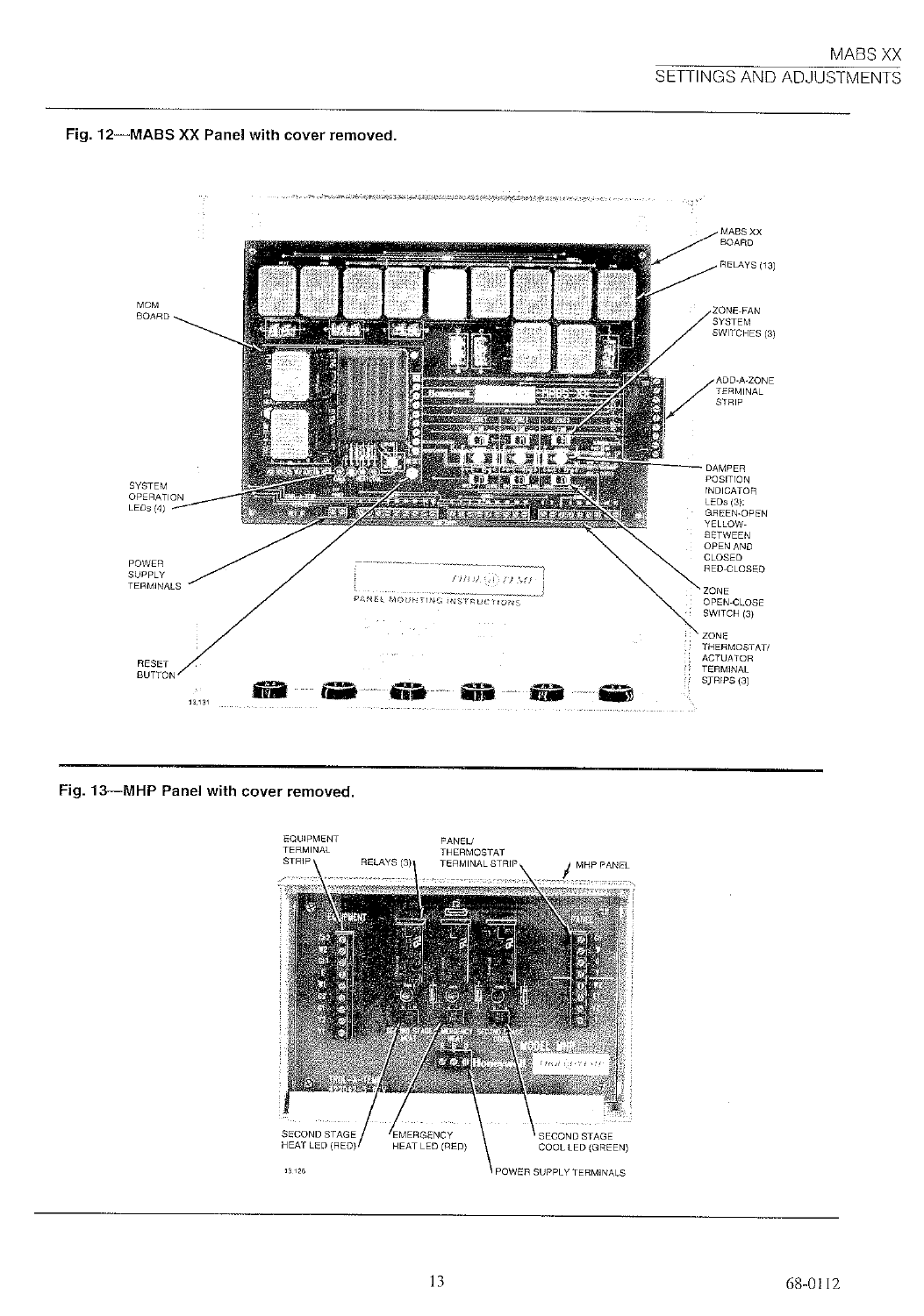**Fig. 12—MABS XX Panel with cover removed.**

MABS XX BOARD

RELAYS (13)

MCM BOARD

ZONE-FAN SYSTEM SWITCHES (3)

ADD-A-ZONE TERMINAL STRIP

DAMPER POSITION INDICATOR LEDs (3): GREEN-OPEN YELLOW-BETWEEN OPEN AND CLOSED RED-CLOSED

SYSTEM OPERATION LEDs (4)

POWER SUPPLY TERMINALS

ZONE OPEN-CLOSE SWITCH (3)

ZONE THERMOSTAT/ ACTUATOR TERMINAL STRIPS (3)

RESET BUTTON

PANEL MOUNTING INSTRUCTIONS

13,131

**Fig. 13—MHP Panel with cover removed.**

EQUIPMENT TERMINAL STRIP

RELAYS (3)

PANEL/ THERMOSTAT TERMINAL STRIP

MHP PANEL

SECOND STAGE HEAT LED (RED)

EMERGENCY HEAT LED (RED)

SECOND STAGE COOL LED (GREEN)

POWER SUPPLY TERMINALS

13,126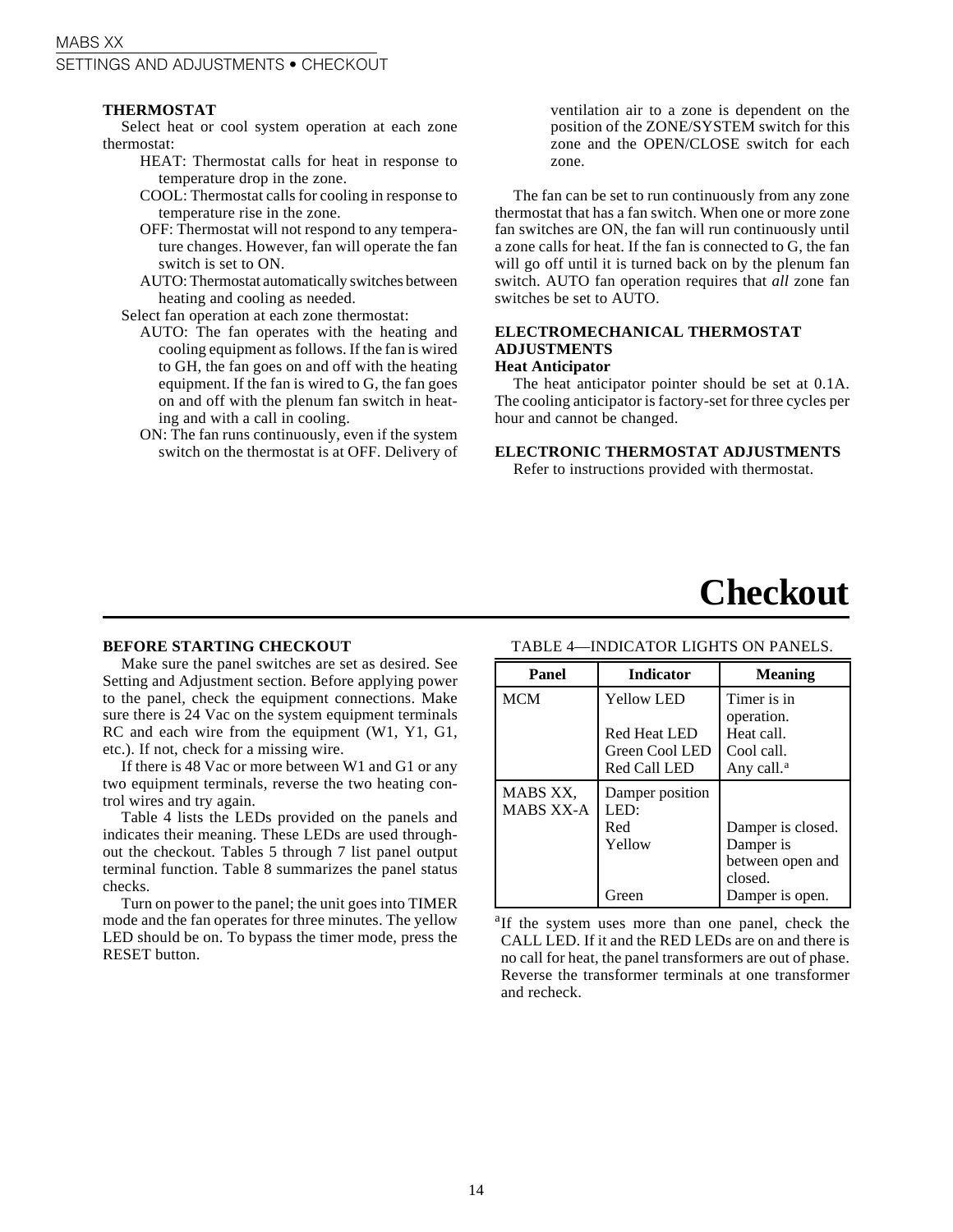### THERMOSTAT

Select heat or cool system operation at each zone thermostat:

- HEAT: Thermostat calls for heat in response to temperature drop in the zone.
- COOL: Thermostat calls for cooling in response to temperature rise in the zone.
- OFF: Thermostat will not respond to any temperature changes. However, fan will operate the fan switch is set to ON.
- AUTO: Thermostat automatically switches between heating and cooling as needed.

Select fan operation at each zone thermostat:

- AUTO: The fan operates with the heating and cooling equipment as follows. If the fan is wired to GH, the fan goes on and off with the heating equipment. If the fan is wired to G, the fan goes on and off with the plenum fan switch in heating and with a call in cooling.
- ON: The fan runs continuously, even if the system switch on the thermostat is at OFF. Delivery of ventilation air to a zone is dependent on the position of the ZONE/SYSTEM switch for this zone and the OPEN/CLOSE switch for each zone.

The fan can be set to run continuously from any zone thermostat that has a fan switch. When one or more zone fan switches are ON, the fan will run continuously until a zone calls for heat. If the fan is connected to G, the fan will go off until it is turned back on by the plenum fan switch. AUTO fan operation requires that *all* zone fan switches be set to AUTO.

### ELECTROMECHANICAL THERMOSTAT ADJUSTMENTS

**Heat Anticipator**

The heat anticipator pointer should be set at 0.1A. The cooling anticipator is factory-set for three cycles per hour and cannot be changed.

### ELECTRONIC THERMOSTAT ADJUSTMENTS

Refer to instructions provided with thermostat.

# Checkout

### BEFORE STARTING CHECKOUT

Make sure the panel switches are set as desired. See Setting and Adjustment section. Before applying power to the panel, check the equipment connections. Make sure there is 24 Vac on the system equipment terminals RC and each wire from the equipment (W1, Y1, G1, etc.). If not, check for a missing wire.

If there is 48 Vac or more between W1 and G1 or any two equipment terminals, reverse the two heating control wires and try again.

Table 4 lists the LEDs provided on the panels and indicates their meaning. These LEDs are used throughout the checkout. Tables 5 through 7 list panel output terminal function. Table 8 summarizes the panel status checks.

Turn on power to the panel; the unit goes into TIMER mode and the fan operates for three minutes. The yellow LED should be on. To bypass the timer mode, press the RESET button.

TABLE 4—INDICATOR LIGHTS ON PANELS.

| Panel | Indicator | Meaning |
|---|---|---|
| MCM | Yellow LED | Timer is in operation. |
| | Red Heat LED | Heat call. |
| | Green Cool LED | Cool call. |
| | Red Call LED | Any call.[a] |
| MABS XX, MABS XX-A | Damper position LED: | |
| | Red | Damper is closed. |
| | Yellow | Damper is between open and closed. |
| | Green | Damper is open. |

[a] If the system uses more than one panel, check the CALL LED. If it and the RED LEDs are on and there is no call for heat, the panel transformers are out of phase. Reverse the transformer terminals at one transformer and recheck.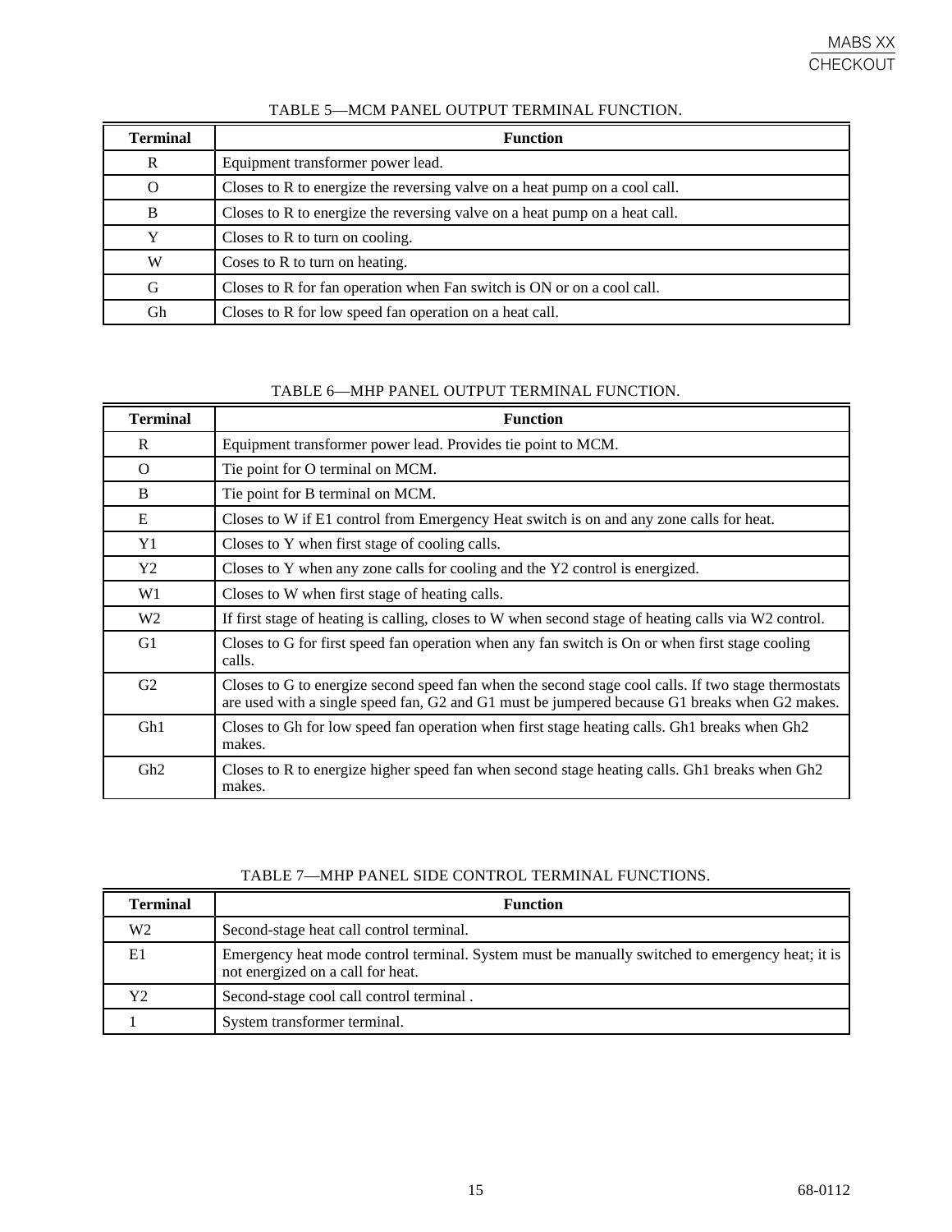TABLE 5—MCM PANEL OUTPUT TERMINAL FUNCTION.

| Terminal | Function |
|---|---|
| R | Equipment transformer power lead. |
| O | Closes to R to energize the reversing valve on a heat pump on a cool call. |
| B | Closes to R to energize the reversing valve on a heat pump on a heat call. |
| Y | Closes to R to turn on cooling. |
| W | Coses to R to turn on heating. |
| G | Closes to R for fan operation when Fan switch is ON or on a cool call. |
| Gh | Closes to R for low speed fan operation on a heat call. |

TABLE 6—MHP PANEL OUTPUT TERMINAL FUNCTION.

| Terminal | Function |
|---|---|
| R | Equipment transformer power lead. Provides tie point to MCM. |
| O | Tie point for O terminal on MCM. |
| B | Tie point for B terminal on MCM. |
| E | Closes to W if E1 control from Emergency Heat switch is on and any zone calls for heat. |
| Y1 | Closes to Y when first stage of cooling calls. |
| Y2 | Closes to Y when any zone calls for cooling and the Y2 control is energized. |
| W1 | Closes to W when first stage of heating calls. |
| W2 | If first stage of heating is calling, closes to W when second stage of heating calls via W2 control. |
| G1 | Closes to G for first speed fan operation when any fan switch is On or when first stage cooling calls. |
| G2 | Closes to G to energize second speed fan when the second stage cool calls. If two stage thermostats are used with a single speed fan, G2 and G1 must be jumpered because G1 breaks when G2 makes. |
| Gh1 | Closes to Gh for low speed fan operation when first stage heating calls. Gh1 breaks when Gh2 makes. |
| Gh2 | Closes to R to energize higher speed fan when second stage heating calls. Gh1 breaks when Gh2 makes. |

TABLE 7—MHP PANEL SIDE CONTROL TERMINAL FUNCTIONS.

| Terminal | Function |
|---|---|
| W2 | Second-stage heat call control terminal. |
| E1 | Emergency heat mode control terminal. System must be manually switched to emergency heat; it is not energized on a call for heat. |
| Y2 | Second-stage cool call control terminal . |
| 1 | System transformer terminal. |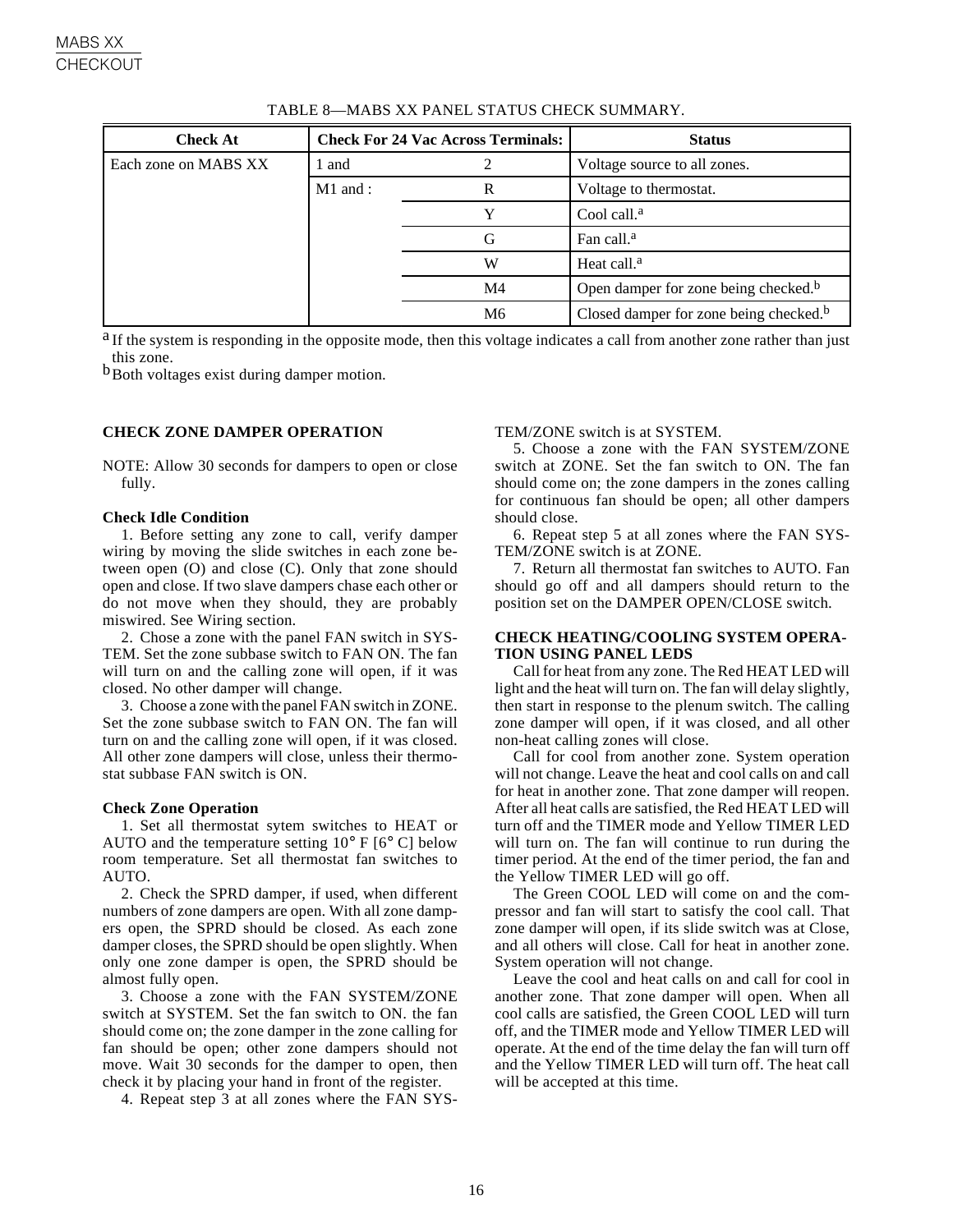TABLE 8—MABS XX PANEL STATUS CHECK SUMMARY.

| Check At | Check For 24 Vac Across Terminals: | | Status |
|---|---|---|---|
| Each zone on MABS XX | 1 and | 2 | Voltage source to all zones. |
| | M1 and : | R | Voltage to thermostat. |
| | | Y | Cool call.[a] |
| | | G | Fan call.[a] |
| | | W | Heat call.[a] |
| | | M4 | Open damper for zone being checked.[b] |
| | | M6 | Closed damper for zone being checked.[b] |

[a] If the system is responding in the opposite mode, then this voltage indicates a call from another zone rather than just this zone.

[b] Both voltages exist during damper motion.

## CHECK ZONE DAMPER OPERATION

NOTE: Allow 30 seconds for dampers to open or close fully.

### Check Idle Condition

1. Before setting any zone to call, verify damper wiring by moving the slide switches in each zone between open (O) and close (C). Only that zone should open and close. If two slave dampers chase each other or do not move when they should, they are probably miswired. See Wiring section.

2. Chose a zone with the panel FAN switch in SYSTEM. Set the zone subbase switch to FAN ON. The fan will turn on and the calling zone will open, if it was closed. No other damper will change.

3. Choose a zone with the panel FAN switch in ZONE. Set the zone subbase switch to FAN ON. The fan will turn on and the calling zone will open, if it was closed. All other zone dampers will close, unless their thermostat subbase FAN switch is ON.

### Check Zone Operation

1. Set all thermostat sytem switches to HEAT or AUTO and the temperature setting 10° F [6° C] below room temperature. Set all thermostat fan switches to AUTO.

2. Check the SPRD damper, if used, when different numbers of zone dampers are open. With all zone dampers open, the SPRD should be closed. As each zone damper closes, the SPRD should be open slightly. When only one zone damper is open, the SPRD should be almost fully open.

3. Choose a zone with the FAN SYSTEM/ZONE switch at SYSTEM. Set the fan switch to ON. the fan should come on; the zone damper in the zone calling for fan should be open; other zone dampers should not move. Wait 30 seconds for the damper to open, then check it by placing your hand in front of the register.

4. Repeat step 3 at all zones where the FAN SYSTEM/ZONE switch is at SYSTEM.

5. Choose a zone with the FAN SYSTEM/ZONE switch at ZONE. Set the fan switch to ON. The fan should come on; the zone dampers in the zones calling for continuous fan should be open; all other dampers should close.

6. Repeat step 5 at all zones where the FAN SYSTEM/ZONE switch is at ZONE.

7. Return all thermostat fan switches to AUTO. Fan should go off and all dampers should return to the position set on the DAMPER OPEN/CLOSE switch.

## CHECK HEATING/COOLING SYSTEM OPERATION USING PANEL LEDS

Call for heat from any zone. The Red HEAT LED will light and the heat will turn on. The fan will delay slightly, then start in response to the plenum switch. The calling zone damper will open, if it was closed, and all other non-heat calling zones will close.

Call for cool from another zone. System operation will not change. Leave the heat and cool calls on and call for heat in another zone. That zone damper will reopen. After all heat calls are satisfied, the Red HEAT LED will turn off and the TIMER mode and Yellow TIMER LED will turn on. The fan will continue to run during the timer period. At the end of the timer period, the fan and the Yellow TIMER LED will go off.

The Green COOL LED will come on and the compressor and fan will start to satisfy the cool call. That zone damper will open, if its slide switch was at Close, and all others will close. Call for heat in another zone. System operation will not change.

Leave the cool and heat calls on and call for cool in another zone. That zone damper will open. When all cool calls are satisfied, the Green COOL LED will turn off, and the TIMER mode and Yellow TIMER LED will operate. At the end of the time delay the fan will turn off and the Yellow TIMER LED will turn off. The heat call will be accepted at this time.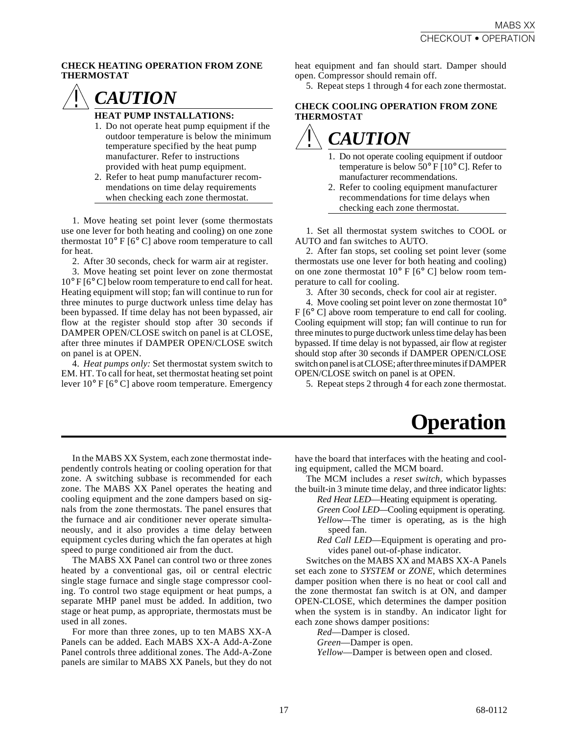## CHECK HEATING OPERATION FROM ZONE THERMOSTAT

> **! CAUTION**
>
> **HEAT PUMP INSTALLATIONS:**
> 1. Do not operate heat pump equipment if the outdoor temperature is below the minimum temperature specified by the heat pump manufacturer. Refer to instructions provided with heat pump equipment.
> 2. Refer to heat pump manufacturer recommendations on time delay requirements when checking each zone thermostat.

1. Move heating set point lever (some thermostats use one lever for both heating and cooling) on one zone thermostat 10° F [6° C] above room temperature to call for heat.

2. After 30 seconds, check for warm air at register.

3. Move heating set point lever on zone thermostat 10° F [6° C] below room temperature to end call for heat. Heating equipment will stop; fan will continue to run for three minutes to purge ductwork unless time delay has been bypassed. If time delay has not been bypassed, air flow at the register should stop after 30 seconds if DAMPER OPEN/CLOSE switch on panel is at CLOSE, after three minutes if DAMPER OPEN/CLOSE switch on panel is at OPEN.

4. *Heat pumps only:* Set thermostat system switch to EM. HT. To call for heat, set thermostat heating set point lever 10° F [6° C] above room temperature. Emergency heat equipment and fan should start. Damper should open. Compressor should remain off.

5. Repeat steps 1 through 4 for each zone thermostat.

## CHECK COOLING OPERATION FROM ZONE THERMOSTAT

> **! CAUTION**
>
> 1. Do not operate cooling equipment if outdoor temperature is below 50° F [10° C]. Refer to manufacturer recommendations.
> 2. Refer to cooling equipment manufacturer recommendations for time delays when checking each zone thermostat.

1. Set all thermostat system switches to COOL or AUTO and fan switches to AUTO.

2. After fan stops, set cooling set point lever (some thermostats use one lever for both heating and cooling) on one zone thermostat 10° F [6° C] below room temperature to call for cooling.

3. After 30 seconds, check for cool air at register.

4. Move cooling set point lever on zone thermostat 10° F [6° C] above room temperature to end call for cooling. Cooling equipment will stop; fan will continue to run for three minutes to purge ductwork unless time delay has been bypassed. If time delay is not bypassed, air flow at register should stop after 30 seconds if DAMPER OPEN/CLOSE switch on panel is at CLOSE; after three minutes if DAMPER OPEN/CLOSE switch on panel is at OPEN.

5. Repeat steps 2 through 4 for each zone thermostat.

# Operation

In the MABS XX System, each zone thermostat independently controls heating or cooling operation for that zone. A switching subbase is recommended for each zone. The MABS XX Panel operates the heating and cooling equipment and the zone dampers based on signals from the zone thermostats. The panel ensures that the furnace and air conditioner never operate simultaneously, and it also provides a time delay between equipment cycles during which the fan operates at high speed to purge conditioned air from the duct.

The MABS XX Panel can control two or three zones heated by a conventional gas, oil or central electric single stage furnace and single stage compressor cooling. To control two stage equipment or heat pumps, a separate MHP panel must be added. In addition, two stage or heat pump, as appropriate, thermostats must be used in all zones.

For more than three zones, up to ten MABS XX-A Panels can be added. Each MABS XX-A Add-A-Zone Panel controls three additional zones. The Add-A-Zone panels are similar to MABS XX Panels, but they do not have the board that interfaces with the heating and cooling equipment, called the MCM board.

The MCM includes a *reset switch*, which bypasses the built-in 3 minute time delay, and three indicator lights:

- *Red Heat LED*—Heating equipment is operating.
- *Green Cool LED*—Cooling equipment is operating.
- *Yellow*—The timer is operating, as is the high speed fan.
- *Red Call LED*—Equipment is operating and provides panel out-of-phase indicator.

Switches on the MABS XX and MABS XX-A Panels set each zone to *SYSTEM* or *ZONE*, which determines damper position when there is no heat or cool call and the zone thermostat fan switch is at ON, and damper OPEN-CLOSE, which determines the damper position when the system is in standby. An indicator light for each zone shows damper positions:

- *Red*—Damper is closed.
- *Green*—Damper is open.
- *Yellow*—Damper is between open and closed.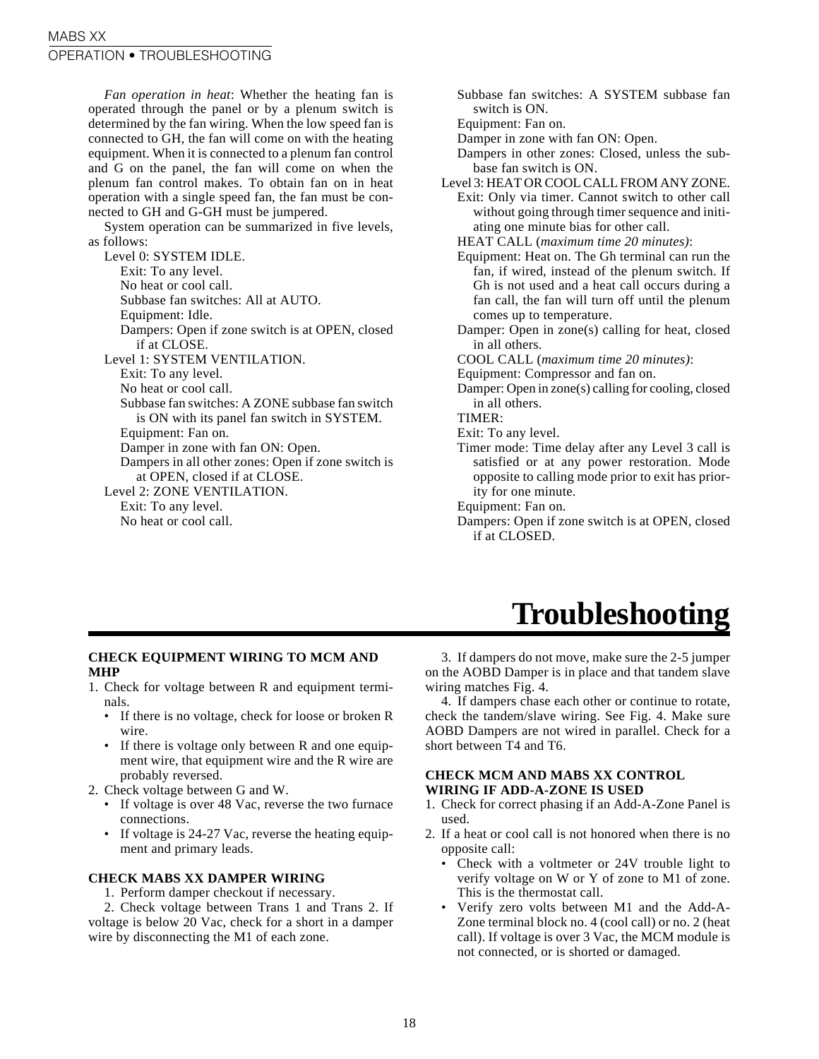*Fan operation in heat*: Whether the heating fan is operated through the panel or by a plenum switch is determined by the fan wiring. When the low speed fan is connected to GH, the fan will come on with the heating equipment. When it is connected to a plenum fan control and G on the panel, the fan will come on when the plenum fan control makes. To obtain fan on in heat operation with a single speed fan, the fan must be connected to GH and G-GH must be jumpered.

System operation can be summarized in five levels, as follows:

Level 0: SYSTEM IDLE.
- Exit: To any level.
- No heat or cool call.
- Subbase fan switches: All at AUTO.
- Equipment: Idle.
- Dampers: Open if zone switch is at OPEN, closed if at CLOSE.

Level 1: SYSTEM VENTILATION.
- Exit: To any level.
- No heat or cool call.
- Subbase fan switches: A ZONE subbase fan switch is ON with its panel fan switch in SYSTEM.
- Equipment: Fan on.
- Damper in zone with fan ON: Open.
- Dampers in all other zones: Open if zone switch is at OPEN, closed if at CLOSE.

Level 2: ZONE VENTILATION.
- Exit: To any level.
- No heat or cool call.
- Subbase fan switches: A SYSTEM subbase fan switch is ON.
- Equipment: Fan on.
- Damper in zone with fan ON: Open.
- Dampers in other zones: Closed, unless the subbase fan switch is ON.

Level 3: HEAT OR COOL CALL FROM ANY ZONE.
- Exit: Only via timer. Cannot switch to other call without going through timer sequence and initiating one minute bias for other call.
- HEAT CALL (*maximum time 20 minutes)*:
- Equipment: Heat on. The Gh terminal can run the fan, if wired, instead of the plenum switch. If Gh is not used and a heat call occurs during a fan call, the fan will turn off until the plenum comes up to temperature.
- Damper: Open in zone(s) calling for heat, closed in all others.
- COOL CALL (*maximum time 20 minutes)*:
- Equipment: Compressor and fan on.
- Damper: Open in zone(s) calling for cooling, closed in all others.
- TIMER:
- Exit: To any level.
- Timer mode: Time delay after any Level 3 call is satisfied or at any power restoration. Mode opposite to calling mode prior to exit has priority for one minute.
- Equipment: Fan on.
- Dampers: Open if zone switch is at OPEN, closed if at CLOSED.

# Troubleshooting

**CHECK EQUIPMENT WIRING TO MCM AND MHP**

1. Check for voltage between R and equipment terminals.
   - If there is no voltage, check for loose or broken R wire.
   - If there is voltage only between R and one equipment wire, that equipment wire and the R wire are probably reversed.
2. Check voltage between G and W.
   - If voltage is over 48 Vac, reverse the two furnace connections.
   - If voltage is 24-27 Vac, reverse the heating equipment and primary leads.

**CHECK MABS XX DAMPER WIRING**

1. Perform damper checkout if necessary.

2. Check voltage between Trans 1 and Trans 2. If voltage is below 20 Vac, check for a short in a damper wire by disconnecting the M1 of each zone.

3. If dampers do not move, make sure the 2-5 jumper on the AOBD Damper is in place and that tandem slave wiring matches Fig. 4.

4. If dampers chase each other or continue to rotate, check the tandem/slave wiring. See Fig. 4. Make sure AOBD Dampers are not wired in parallel. Check for a short between T4 and T6.

**CHECK MCM AND MABS XX CONTROL WIRING IF ADD-A-ZONE IS USED**

1. Check for correct phasing if an Add-A-Zone Panel is used.
2. If a heat or cool call is not honored when there is no opposite call:
   - Check with a voltmeter or 24V trouble light to verify voltage on W or Y of zone to M1 of zone. This is the thermostat call.
   - Verify zero volts between M1 and the Add-A-Zone terminal block no. 4 (cool call) or no. 2 (heat call). If voltage is over 3 Vac, the MCM module is not connected, or is shorted or damaged.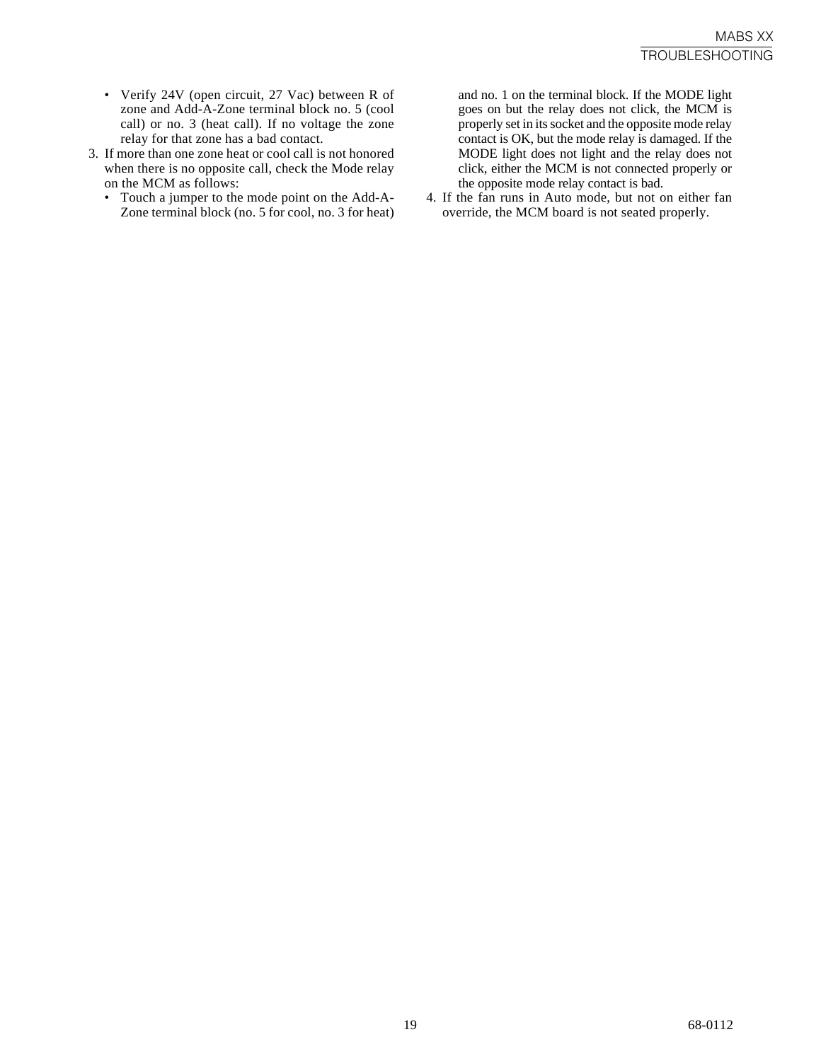- Verify 24V (open circuit, 27 Vac) between R of zone and Add-A-Zone terminal block no. 5 (cool call) or no. 3 (heat call). If no voltage the zone relay for that zone has a bad contact.

3. If more than one zone heat or cool call is not honored when there is no opposite call, check the Mode relay on the MCM as follows:
   - Touch a jumper to the mode point on the Add-A-Zone terminal block (no. 5 for cool, no. 3 for heat) and no. 1 on the terminal block. If the MODE light goes on but the relay does not click, the MCM is properly set in its socket and the opposite mode relay contact is OK, but the mode relay is damaged. If the MODE light does not light and the relay does not click, either the MCM is not connected properly or the opposite mode relay contact is bad.
4. If the fan runs in Auto mode, but not on either fan override, the MCM board is not seated properly.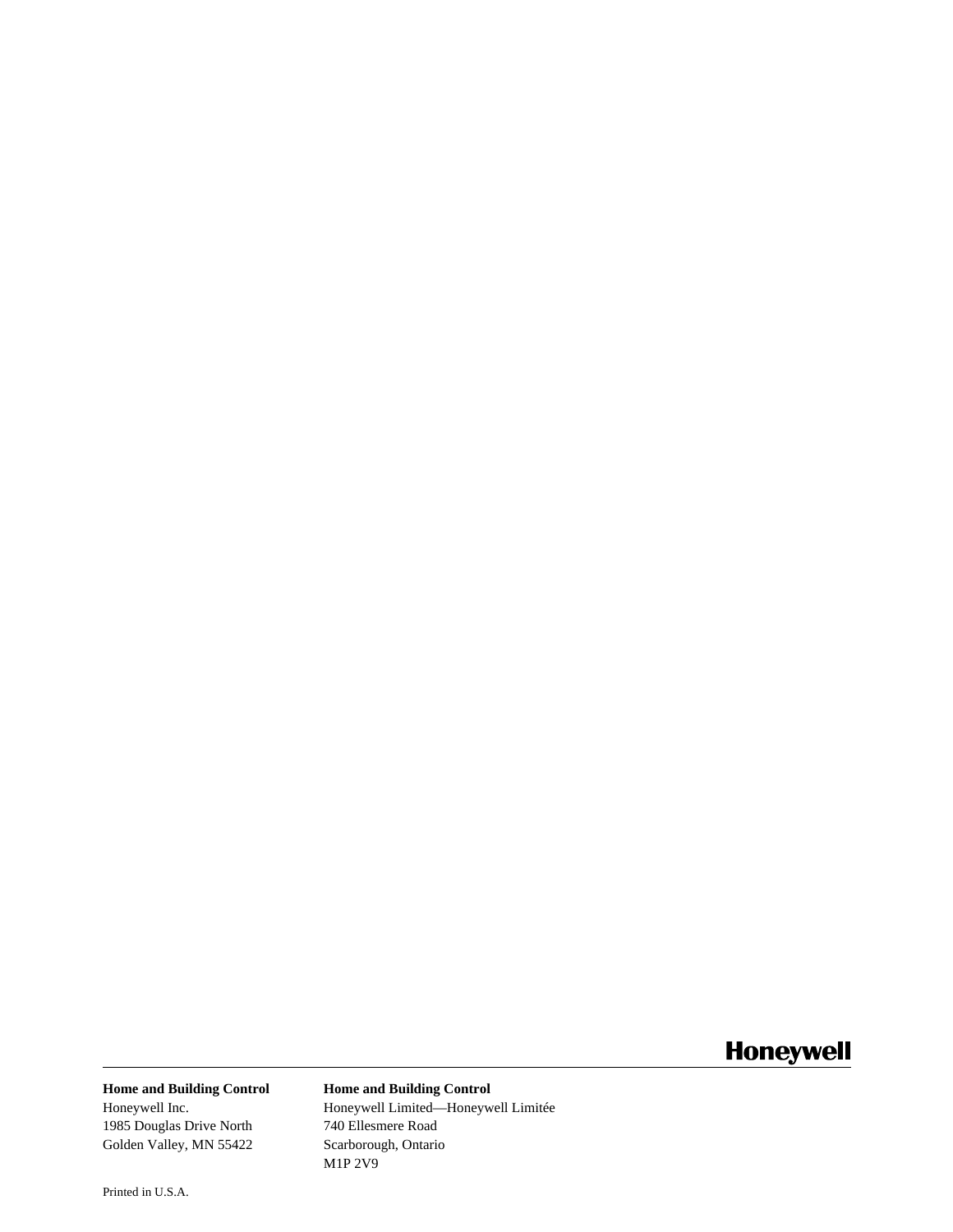Honeywell

**Home and Building Control**
Honeywell Inc.
1985 Douglas Drive North
Golden Valley, MN 55422

**Home and Building Control**
Honeywell Limited—Honeywell Limitée
740 Ellesmere Road
Scarborough, Ontario
M1P 2V9

Printed in U.S.A.